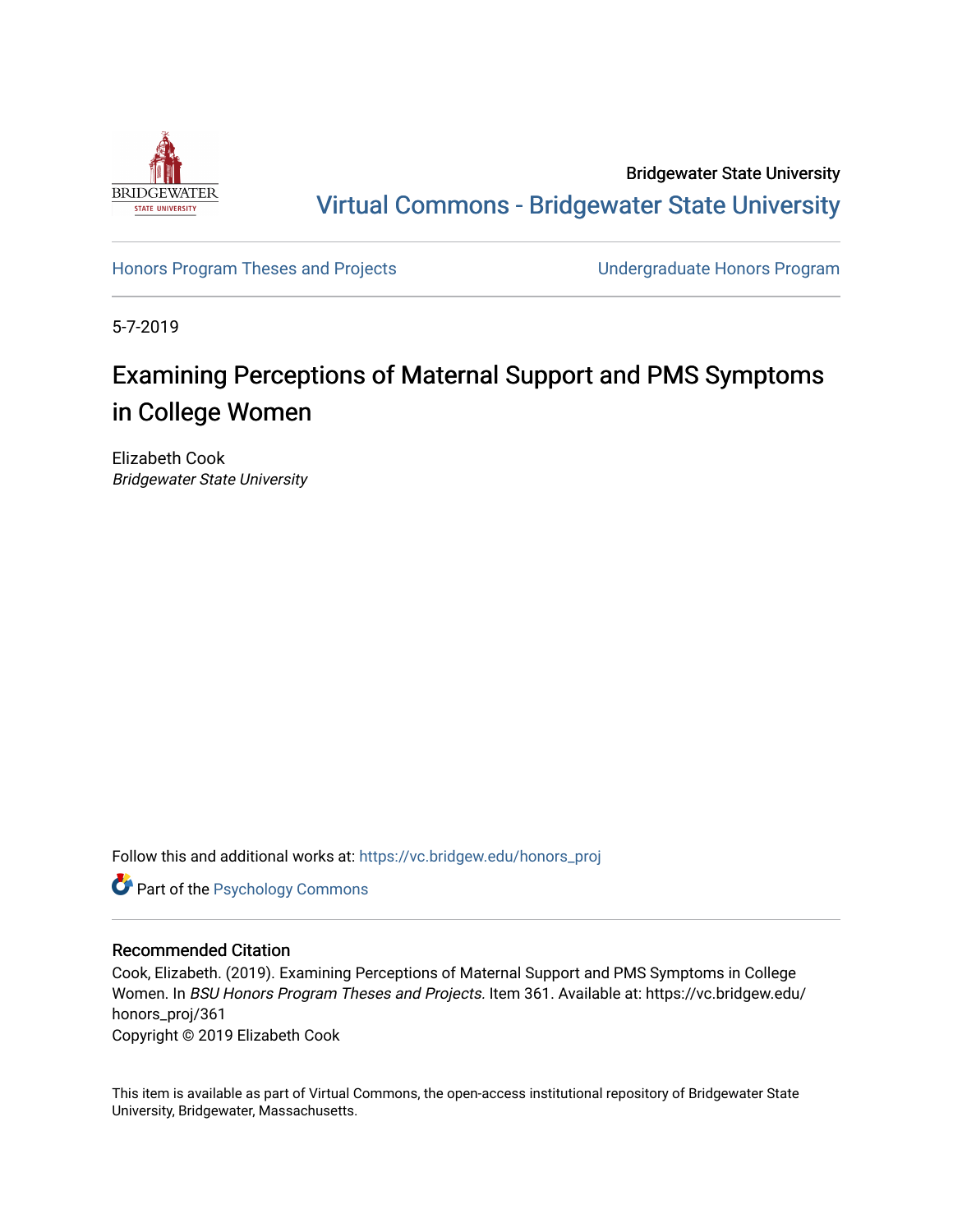Bridgewater State University

Virtual Commons - Bridgewater State University

Honors Program Theses and Projects | Undergraduate Honors Program

5-7-2019

# Examining Perceptions of Maternal Support and PMS Symptoms in College Women

Elizabeth Cook
*Bridgewater State University*

Follow this and additional works at: https://vc.bridgew.edu/honors_proj

Part of the Psychology Commons

## Recommended Citation

Cook, Elizabeth. (2019). Examining Perceptions of Maternal Support and PMS Symptoms in College Women. In *BSU Honors Program Theses and Projects.* Item 361. Available at: https://vc.bridgew.edu/honors_proj/361

Copyright © 2019 Elizabeth Cook

This item is available as part of Virtual Commons, the open-access institutional repository of Bridgewater State University, Bridgewater, Massachusetts.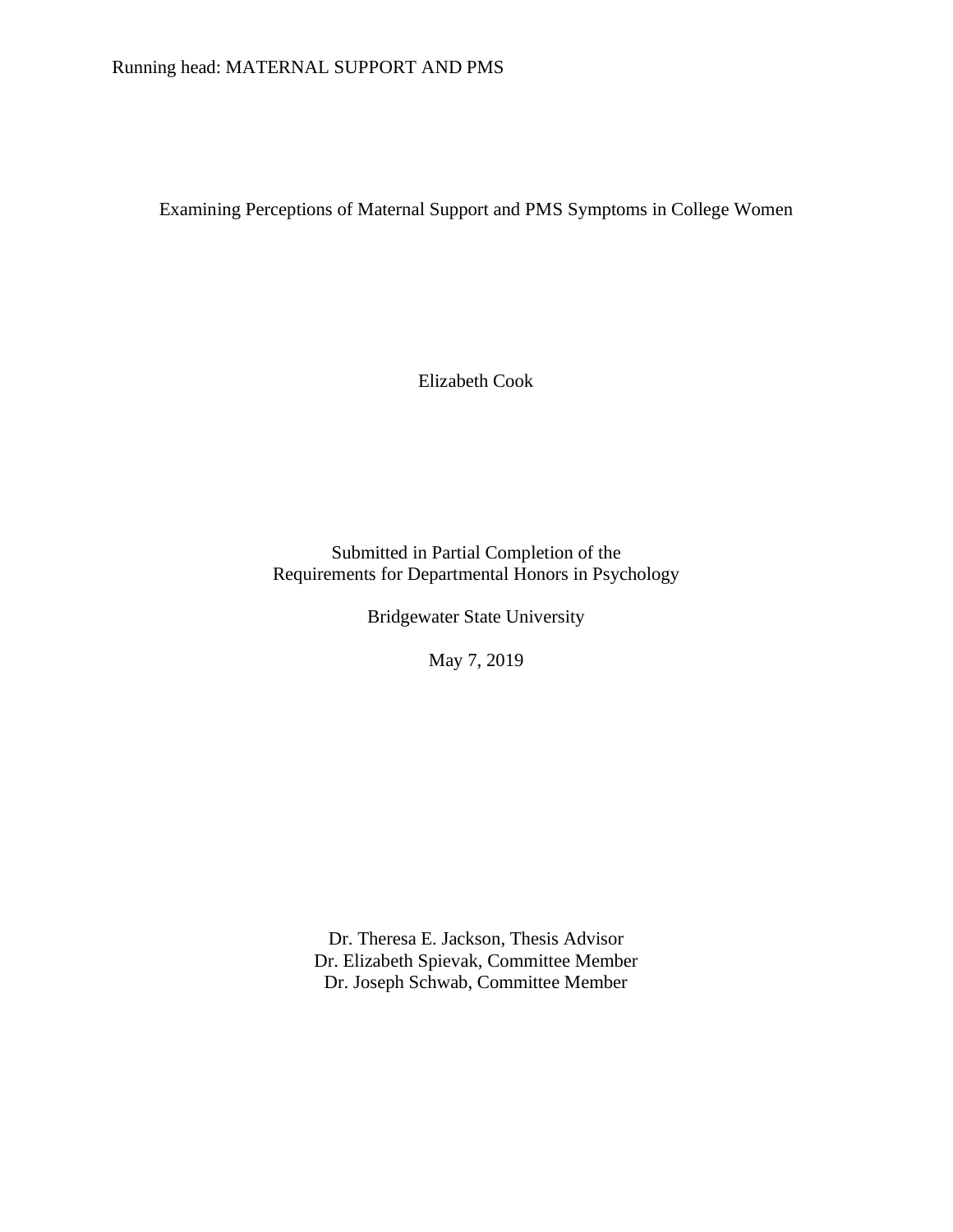# Examining Perceptions of Maternal Support and PMS Symptoms in College Women

Elizabeth Cook

Submitted in Partial Completion of the
Requirements for Departmental Honors in Psychology

Bridgewater State University

May 7, 2019

Dr. Theresa E. Jackson, Thesis Advisor
Dr. Elizabeth Spievak, Committee Member
Dr. Joseph Schwab, Committee Member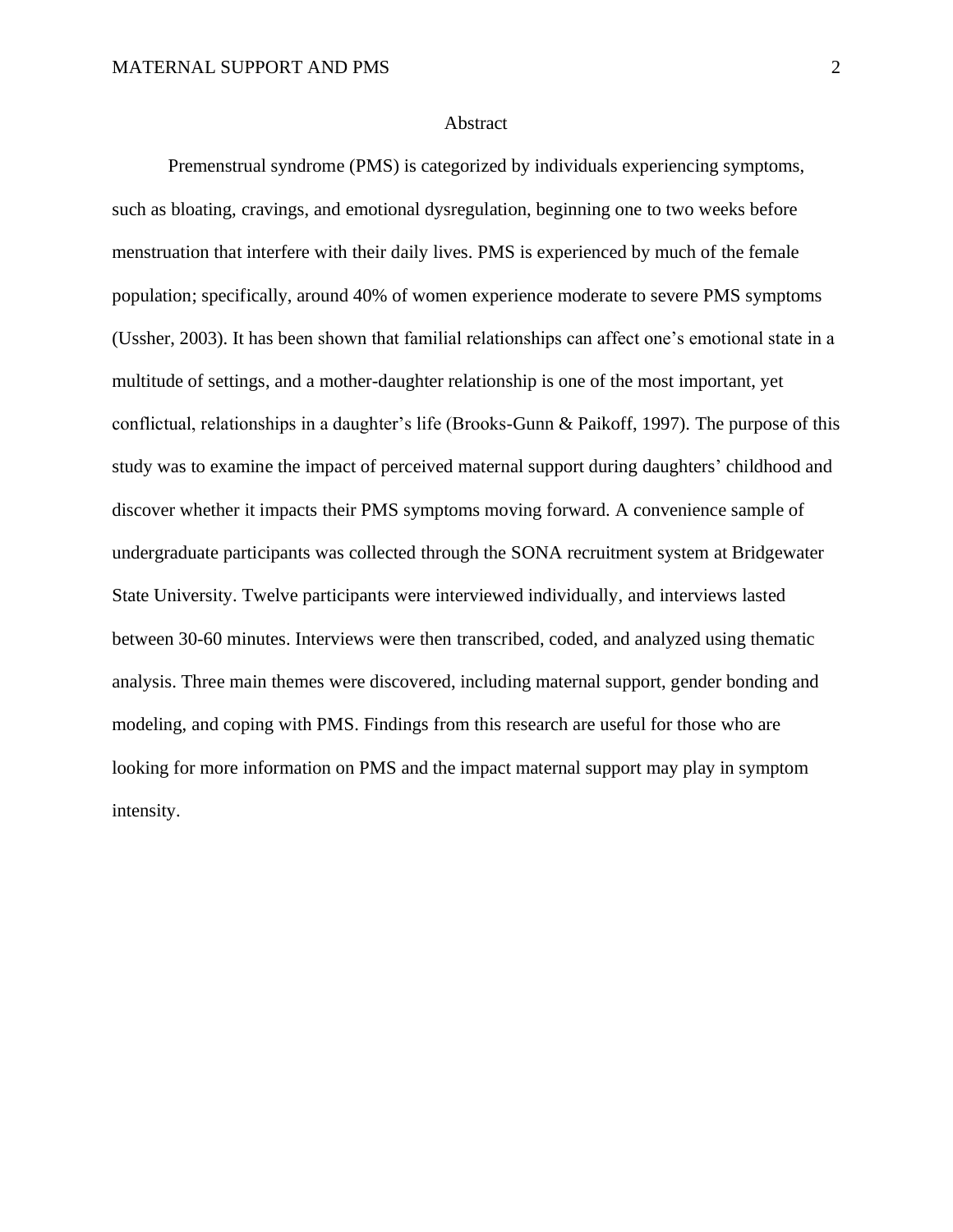# Abstract

Premenstrual syndrome (PMS) is categorized by individuals experiencing symptoms, such as bloating, cravings, and emotional dysregulation, beginning one to two weeks before menstruation that interfere with their daily lives. PMS is experienced by much of the female population; specifically, around 40% of women experience moderate to severe PMS symptoms (Ussher, 2003). It has been shown that familial relationships can affect one's emotional state in a multitude of settings, and a mother-daughter relationship is one of the most important, yet conflictual, relationships in a daughter's life (Brooks-Gunn & Paikoff, 1997). The purpose of this study was to examine the impact of perceived maternal support during daughters' childhood and discover whether it impacts their PMS symptoms moving forward. A convenience sample of undergraduate participants was collected through the SONA recruitment system at Bridgewater State University. Twelve participants were interviewed individually, and interviews lasted between 30-60 minutes. Interviews were then transcribed, coded, and analyzed using thematic analysis. Three main themes were discovered, including maternal support, gender bonding and modeling, and coping with PMS. Findings from this research are useful for those who are looking for more information on PMS and the impact maternal support may play in symptom intensity.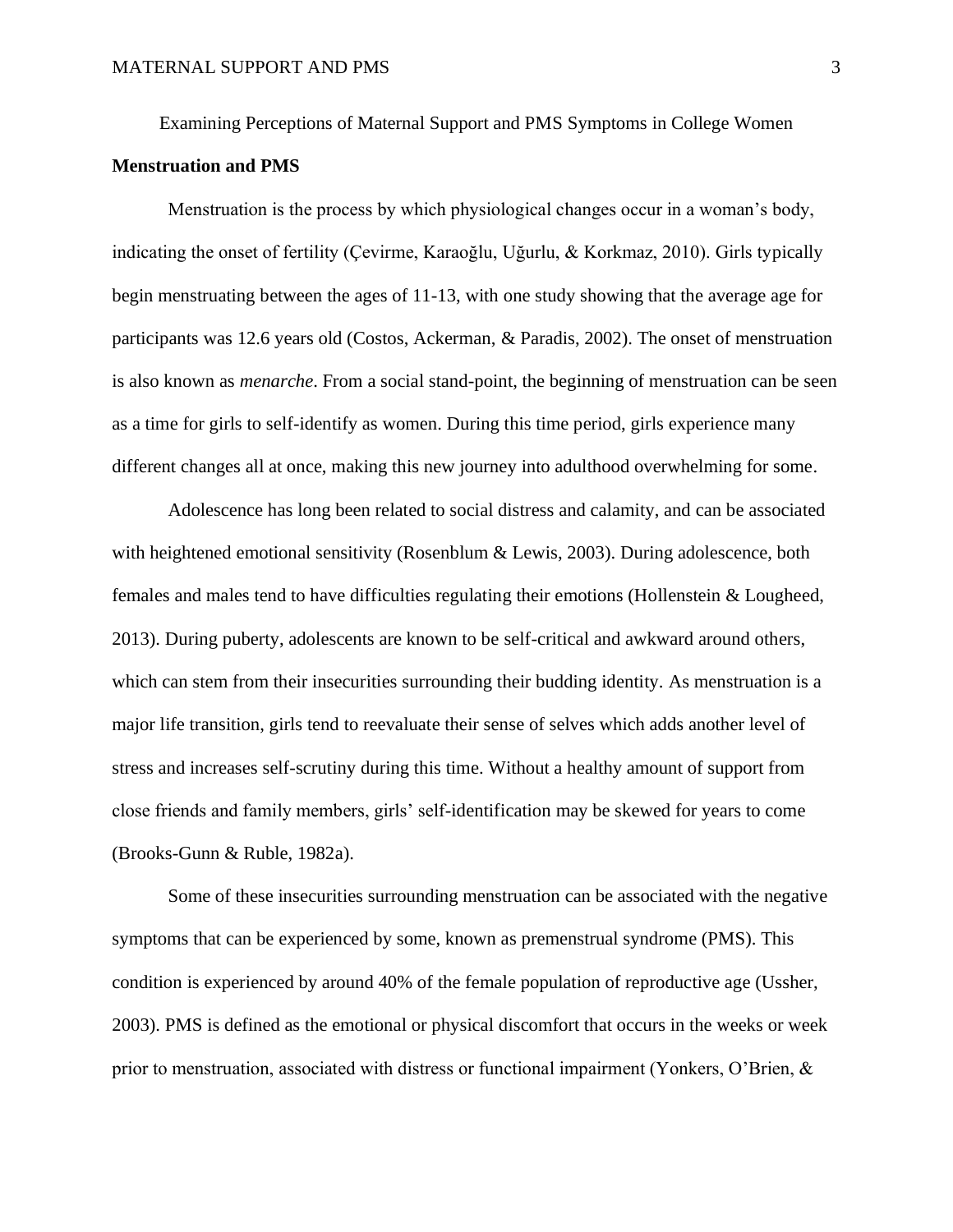Examining Perceptions of Maternal Support and PMS Symptoms in College Women

## Menstruation and PMS

Menstruation is the process by which physiological changes occur in a woman's body, indicating the onset of fertility (Çevirme, Karaoğlu, Uğurlu, & Korkmaz, 2010). Girls typically begin menstruating between the ages of 11-13, with one study showing that the average age for participants was 12.6 years old (Costos, Ackerman, & Paradis, 2002). The onset of menstruation is also known as *menarche*. From a social stand-point, the beginning of menstruation can be seen as a time for girls to self-identify as women. During this time period, girls experience many different changes all at once, making this new journey into adulthood overwhelming for some.

Adolescence has long been related to social distress and calamity, and can be associated with heightened emotional sensitivity (Rosenblum & Lewis, 2003). During adolescence, both females and males tend to have difficulties regulating their emotions (Hollenstein & Lougheed, 2013). During puberty, adolescents are known to be self-critical and awkward around others, which can stem from their insecurities surrounding their budding identity. As menstruation is a major life transition, girls tend to reevaluate their sense of selves which adds another level of stress and increases self-scrutiny during this time. Without a healthy amount of support from close friends and family members, girls' self-identification may be skewed for years to come (Brooks-Gunn & Ruble, 1982a).

Some of these insecurities surrounding menstruation can be associated with the negative symptoms that can be experienced by some, known as premenstrual syndrome (PMS). This condition is experienced by around 40% of the female population of reproductive age (Ussher, 2003). PMS is defined as the emotional or physical discomfort that occurs in the weeks or week prior to menstruation, associated with distress or functional impairment (Yonkers, O'Brien, &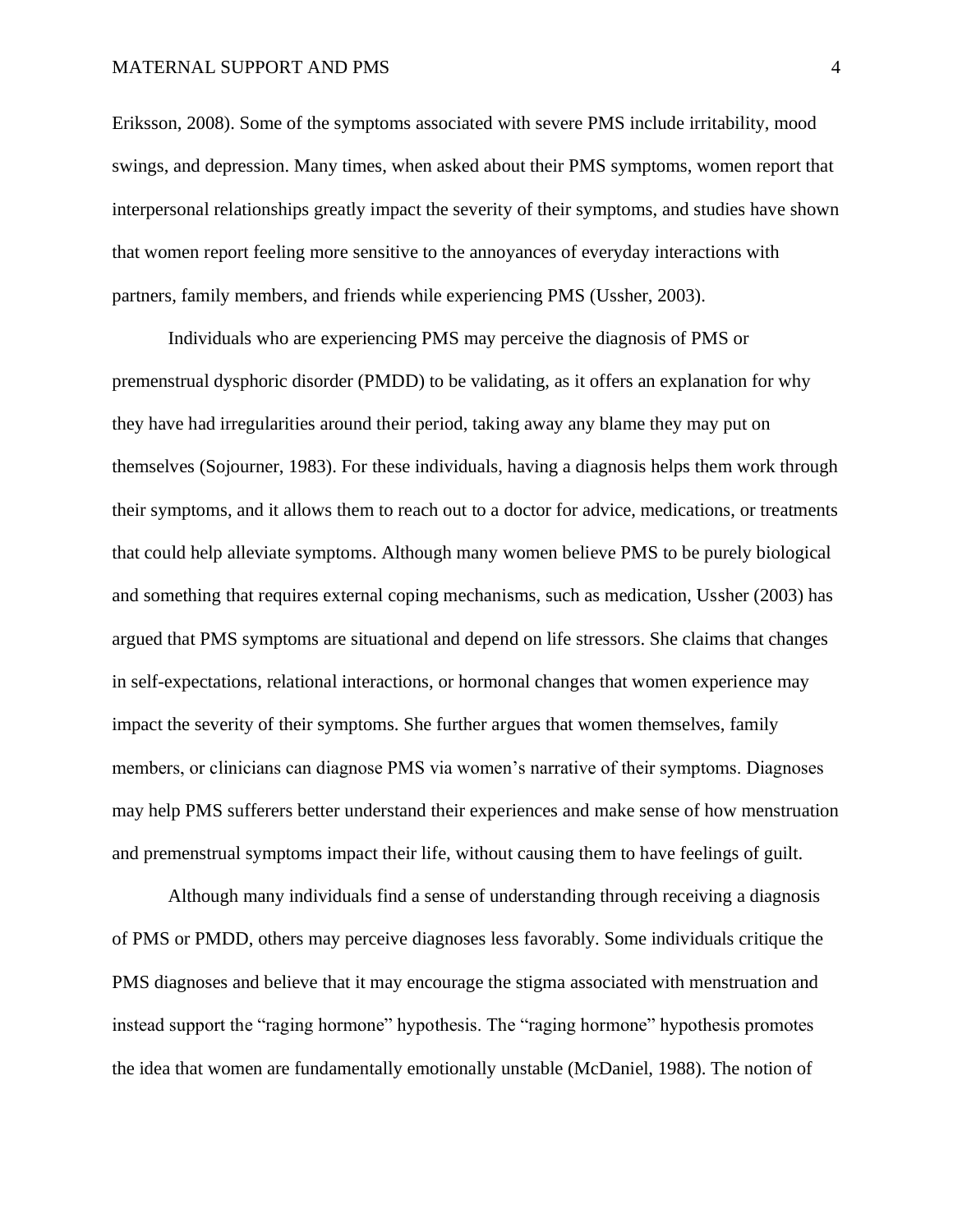Eriksson, 2008). Some of the symptoms associated with severe PMS include irritability, mood swings, and depression. Many times, when asked about their PMS symptoms, women report that interpersonal relationships greatly impact the severity of their symptoms, and studies have shown that women report feeling more sensitive to the annoyances of everyday interactions with partners, family members, and friends while experiencing PMS (Ussher, 2003).

Individuals who are experiencing PMS may perceive the diagnosis of PMS or premenstrual dysphoric disorder (PMDD) to be validating, as it offers an explanation for why they have had irregularities around their period, taking away any blame they may put on themselves (Sojourner, 1983). For these individuals, having a diagnosis helps them work through their symptoms, and it allows them to reach out to a doctor for advice, medications, or treatments that could help alleviate symptoms. Although many women believe PMS to be purely biological and something that requires external coping mechanisms, such as medication, Ussher (2003) has argued that PMS symptoms are situational and depend on life stressors. She claims that changes in self-expectations, relational interactions, or hormonal changes that women experience may impact the severity of their symptoms. She further argues that women themselves, family members, or clinicians can diagnose PMS via women's narrative of their symptoms. Diagnoses may help PMS sufferers better understand their experiences and make sense of how menstruation and premenstrual symptoms impact their life, without causing them to have feelings of guilt.

Although many individuals find a sense of understanding through receiving a diagnosis of PMS or PMDD, others may perceive diagnoses less favorably. Some individuals critique the PMS diagnoses and believe that it may encourage the stigma associated with menstruation and instead support the "raging hormone" hypothesis. The "raging hormone" hypothesis promotes the idea that women are fundamentally emotionally unstable (McDaniel, 1988). The notion of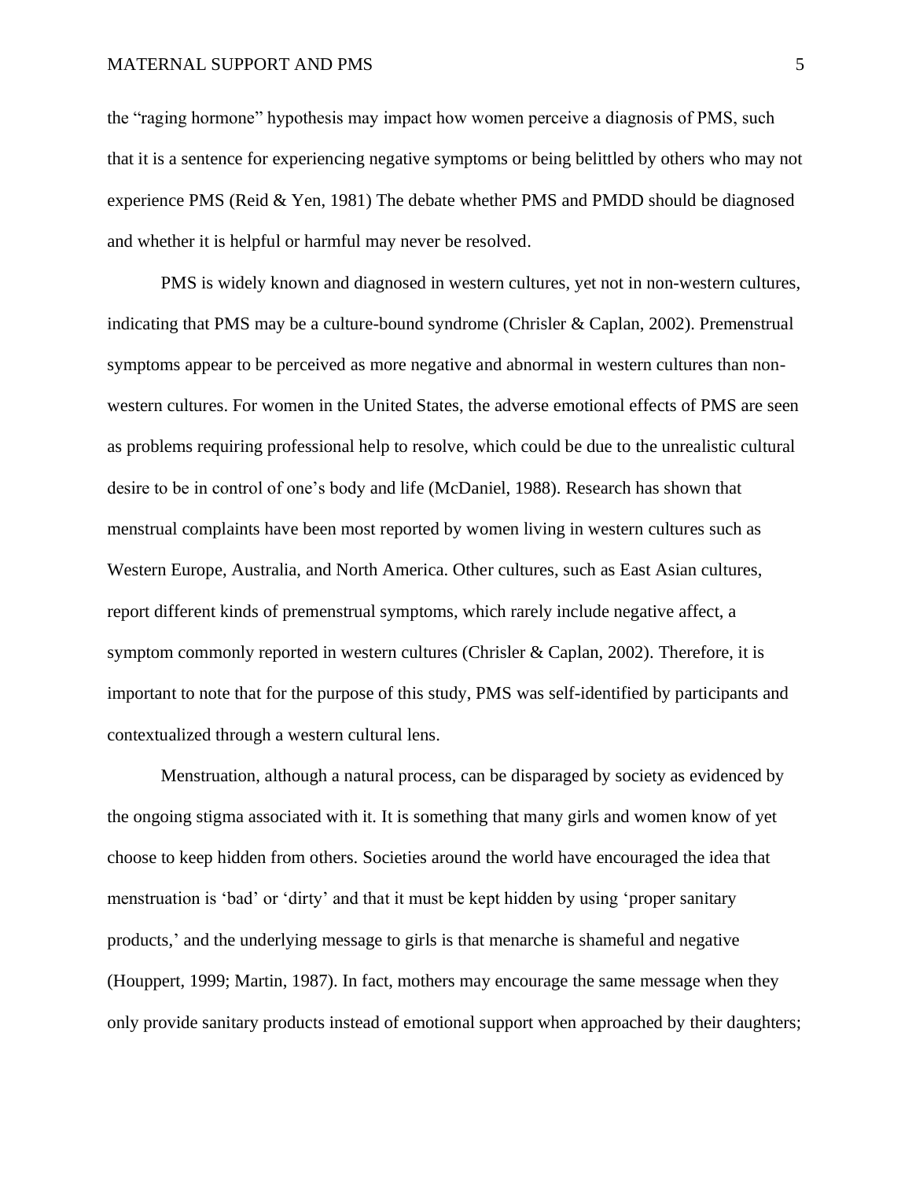the “raging hormone” hypothesis may impact how women perceive a diagnosis of PMS, such that it is a sentence for experiencing negative symptoms or being belittled by others who may not experience PMS (Reid & Yen, 1981) The debate whether PMS and PMDD should be diagnosed and whether it is helpful or harmful may never be resolved.

PMS is widely known and diagnosed in western cultures, yet not in non-western cultures, indicating that PMS may be a culture-bound syndrome (Chrisler & Caplan, 2002). Premenstrual symptoms appear to be perceived as more negative and abnormal in western cultures than non-western cultures. For women in the United States, the adverse emotional effects of PMS are seen as problems requiring professional help to resolve, which could be due to the unrealistic cultural desire to be in control of one’s body and life (McDaniel, 1988). Research has shown that menstrual complaints have been most reported by women living in western cultures such as Western Europe, Australia, and North America. Other cultures, such as East Asian cultures, report different kinds of premenstrual symptoms, which rarely include negative affect, a symptom commonly reported in western cultures (Chrisler & Caplan, 2002). Therefore, it is important to note that for the purpose of this study, PMS was self-identified by participants and contextualized through a western cultural lens.

Menstruation, although a natural process, can be disparaged by society as evidenced by the ongoing stigma associated with it. It is something that many girls and women know of yet choose to keep hidden from others. Societies around the world have encouraged the idea that menstruation is ‘bad’ or ‘dirty’ and that it must be kept hidden by using ‘proper sanitary products,’ and the underlying message to girls is that menarche is shameful and negative (Houppert, 1999; Martin, 1987). In fact, mothers may encourage the same message when they only provide sanitary products instead of emotional support when approached by their daughters;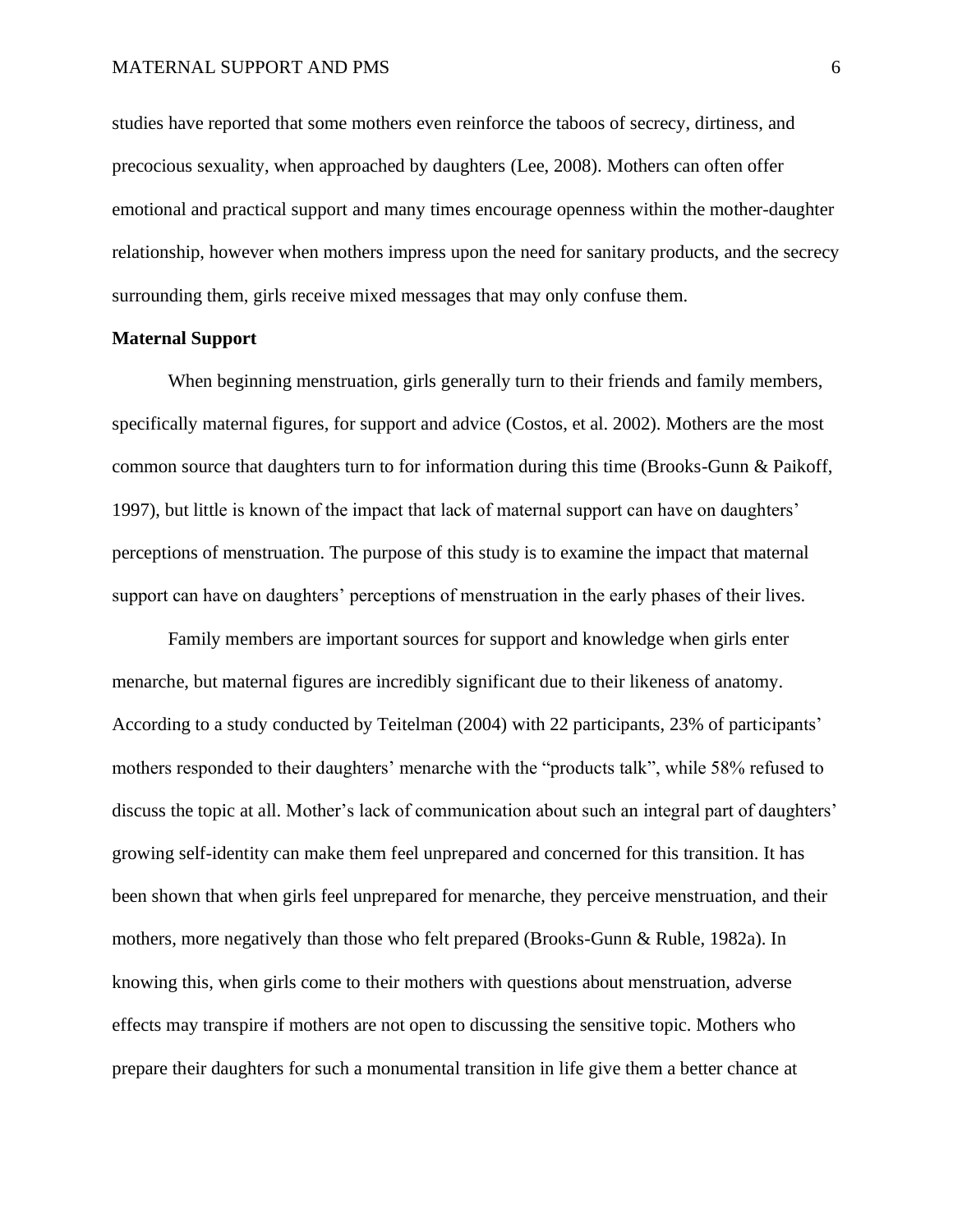studies have reported that some mothers even reinforce the taboos of secrecy, dirtiness, and precocious sexuality, when approached by daughters (Lee, 2008). Mothers can often offer emotional and practical support and many times encourage openness within the mother-daughter relationship, however when mothers impress upon the need for sanitary products, and the secrecy surrounding them, girls receive mixed messages that may only confuse them.

**Maternal Support**

When beginning menstruation, girls generally turn to their friends and family members, specifically maternal figures, for support and advice (Costos, et al. 2002). Mothers are the most common source that daughters turn to for information during this time (Brooks-Gunn & Paikoff, 1997), but little is known of the impact that lack of maternal support can have on daughters' perceptions of menstruation. The purpose of this study is to examine the impact that maternal support can have on daughters' perceptions of menstruation in the early phases of their lives.

Family members are important sources for support and knowledge when girls enter menarche, but maternal figures are incredibly significant due to their likeness of anatomy. According to a study conducted by Teitelman (2004) with 22 participants, 23% of participants' mothers responded to their daughters' menarche with the "products talk", while 58% refused to discuss the topic at all. Mother's lack of communication about such an integral part of daughters' growing self-identity can make them feel unprepared and concerned for this transition. It has been shown that when girls feel unprepared for menarche, they perceive menstruation, and their mothers, more negatively than those who felt prepared (Brooks-Gunn & Ruble, 1982a). In knowing this, when girls come to their mothers with questions about menstruation, adverse effects may transpire if mothers are not open to discussing the sensitive topic. Mothers who prepare their daughters for such a monumental transition in life give them a better chance at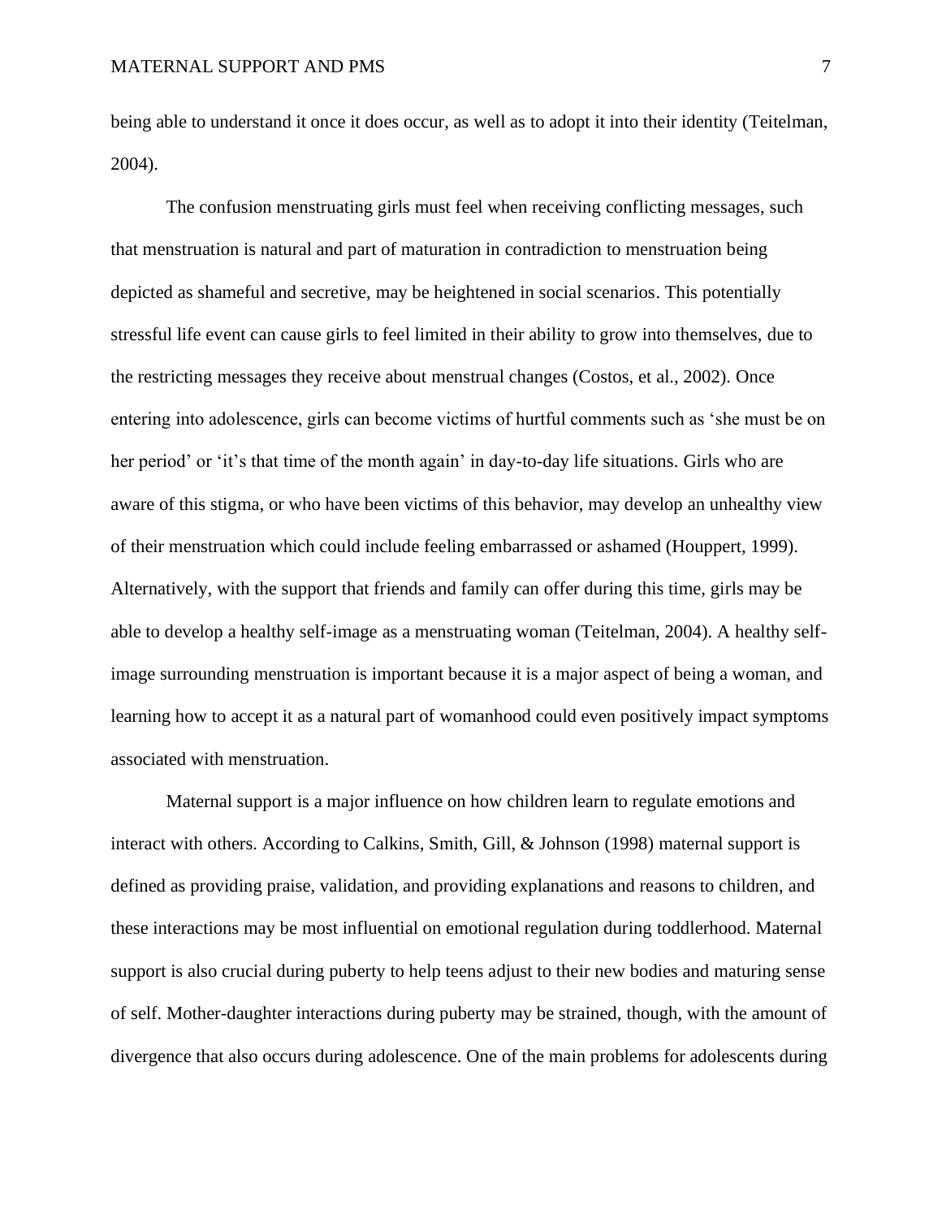being able to understand it once it does occur, as well as to adopt it into their identity (Teitelman, 2004).

The confusion menstruating girls must feel when receiving conflicting messages, such that menstruation is natural and part of maturation in contradiction to menstruation being depicted as shameful and secretive, may be heightened in social scenarios. This potentially stressful life event can cause girls to feel limited in their ability to grow into themselves, due to the restricting messages they receive about menstrual changes (Costos, et al., 2002). Once entering into adolescence, girls can become victims of hurtful comments such as 'she must be on her period' or 'it's that time of the month again' in day-to-day life situations. Girls who are aware of this stigma, or who have been victims of this behavior, may develop an unhealthy view of their menstruation which could include feeling embarrassed or ashamed (Houppert, 1999). Alternatively, with the support that friends and family can offer during this time, girls may be able to develop a healthy self-image as a menstruating woman (Teitelman, 2004). A healthy self-image surrounding menstruation is important because it is a major aspect of being a woman, and learning how to accept it as a natural part of womanhood could even positively impact symptoms associated with menstruation.

Maternal support is a major influence on how children learn to regulate emotions and interact with others. According to Calkins, Smith, Gill, & Johnson (1998) maternal support is defined as providing praise, validation, and providing explanations and reasons to children, and these interactions may be most influential on emotional regulation during toddlerhood. Maternal support is also crucial during puberty to help teens adjust to their new bodies and maturing sense of self. Mother-daughter interactions during puberty may be strained, though, with the amount of divergence that also occurs during adolescence. One of the main problems for adolescents during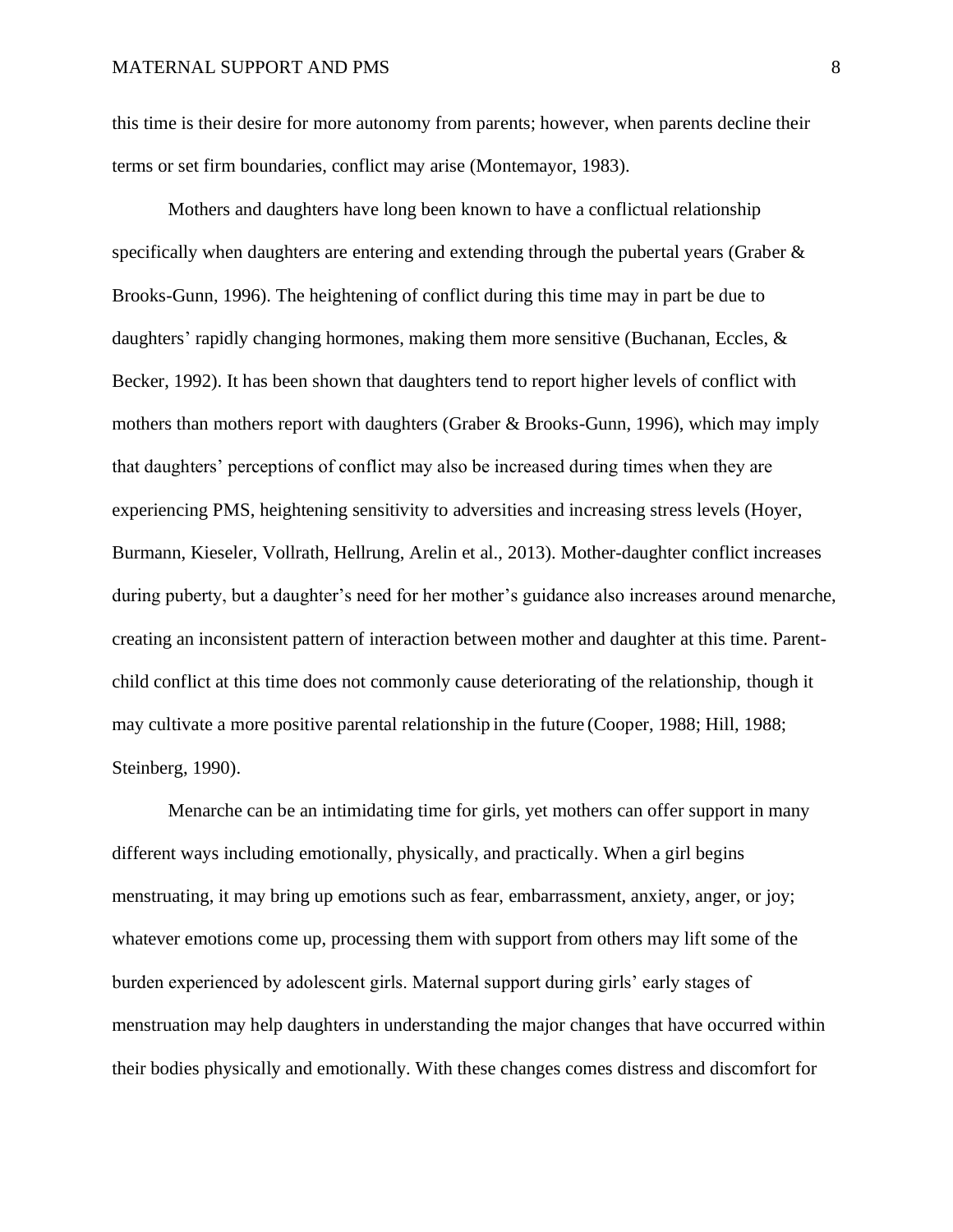this time is their desire for more autonomy from parents; however, when parents decline their terms or set firm boundaries, conflict may arise (Montemayor, 1983).

Mothers and daughters have long been known to have a conflictual relationship specifically when daughters are entering and extending through the pubertal years (Graber & Brooks-Gunn, 1996). The heightening of conflict during this time may in part be due to daughters' rapidly changing hormones, making them more sensitive (Buchanan, Eccles, & Becker, 1992). It has been shown that daughters tend to report higher levels of conflict with mothers than mothers report with daughters (Graber & Brooks-Gunn, 1996), which may imply that daughters' perceptions of conflict may also be increased during times when they are experiencing PMS, heightening sensitivity to adversities and increasing stress levels (Hoyer, Burmann, Kieseler, Vollrath, Hellrung, Arelin et al., 2013). Mother-daughter conflict increases during puberty, but a daughter's need for her mother's guidance also increases around menarche, creating an inconsistent pattern of interaction between mother and daughter at this time. Parent-child conflict at this time does not commonly cause deteriorating of the relationship, though it may cultivate a more positive parental relationship in the future (Cooper, 1988; Hill, 1988; Steinberg, 1990).

Menarche can be an intimidating time for girls, yet mothers can offer support in many different ways including emotionally, physically, and practically. When a girl begins menstruating, it may bring up emotions such as fear, embarrassment, anxiety, anger, or joy; whatever emotions come up, processing them with support from others may lift some of the burden experienced by adolescent girls. Maternal support during girls' early stages of menstruation may help daughters in understanding the major changes that have occurred within their bodies physically and emotionally. With these changes comes distress and discomfort for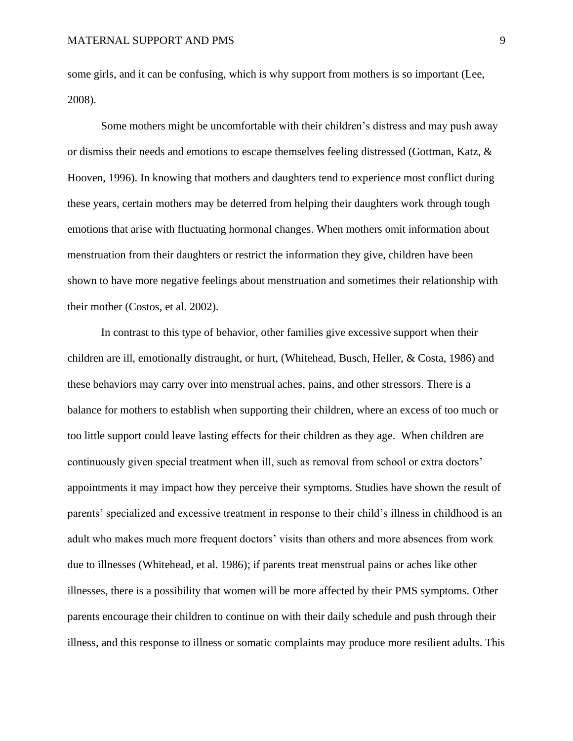some girls, and it can be confusing, which is why support from mothers is so important (Lee, 2008).

Some mothers might be uncomfortable with their children's distress and may push away or dismiss their needs and emotions to escape themselves feeling distressed (Gottman, Katz, & Hooven, 1996). In knowing that mothers and daughters tend to experience most conflict during these years, certain mothers may be deterred from helping their daughters work through tough emotions that arise with fluctuating hormonal changes. When mothers omit information about menstruation from their daughters or restrict the information they give, children have been shown to have more negative feelings about menstruation and sometimes their relationship with their mother (Costos, et al. 2002).

In contrast to this type of behavior, other families give excessive support when their children are ill, emotionally distraught, or hurt, (Whitehead, Busch, Heller, & Costa, 1986) and these behaviors may carry over into menstrual aches, pains, and other stressors. There is a balance for mothers to establish when supporting their children, where an excess of too much or too little support could leave lasting effects for their children as they age. When children are continuously given special treatment when ill, such as removal from school or extra doctors' appointments it may impact how they perceive their symptoms. Studies have shown the result of parents' specialized and excessive treatment in response to their child's illness in childhood is an adult who makes much more frequent doctors' visits than others and more absences from work due to illnesses (Whitehead, et al. 1986); if parents treat menstrual pains or aches like other illnesses, there is a possibility that women will be more affected by their PMS symptoms. Other parents encourage their children to continue on with their daily schedule and push through their illness, and this response to illness or somatic complaints may produce more resilient adults. This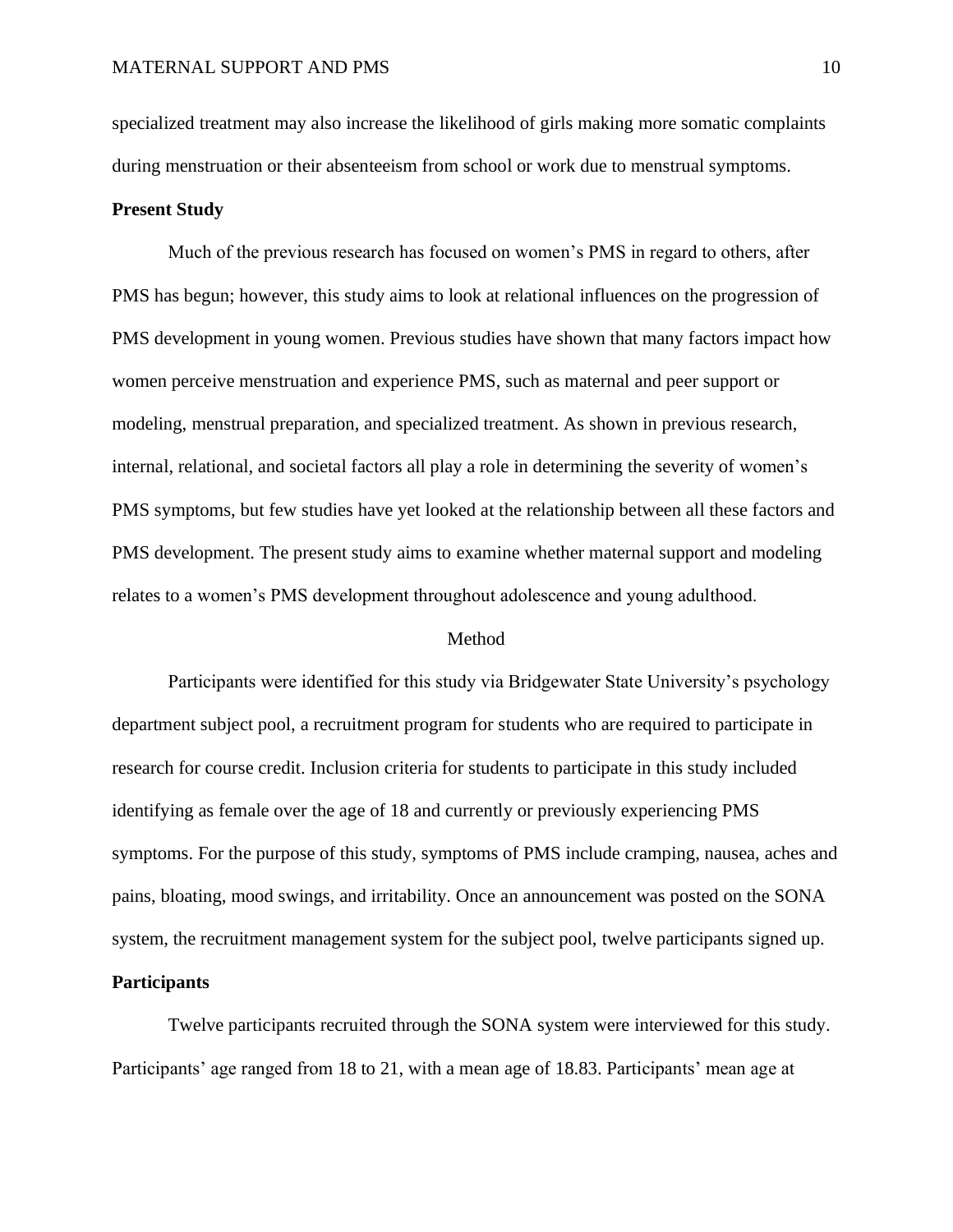specialized treatment may also increase the likelihood of girls making more somatic complaints during menstruation or their absenteeism from school or work due to menstrual symptoms.

## Present Study

Much of the previous research has focused on women's PMS in regard to others, after PMS has begun; however, this study aims to look at relational influences on the progression of PMS development in young women. Previous studies have shown that many factors impact how women perceive menstruation and experience PMS, such as maternal and peer support or modeling, menstrual preparation, and specialized treatment. As shown in previous research, internal, relational, and societal factors all play a role in determining the severity of women's PMS symptoms, but few studies have yet looked at the relationship between all these factors and PMS development. The present study aims to examine whether maternal support and modeling relates to a women's PMS development throughout adolescence and young adulthood.

# Method

Participants were identified for this study via Bridgewater State University's psychology department subject pool, a recruitment program for students who are required to participate in research for course credit. Inclusion criteria for students to participate in this study included identifying as female over the age of 18 and currently or previously experiencing PMS symptoms. For the purpose of this study, symptoms of PMS include cramping, nausea, aches and pains, bloating, mood swings, and irritability. Once an announcement was posted on the SONA system, the recruitment management system for the subject pool, twelve participants signed up.

## Participants

Twelve participants recruited through the SONA system were interviewed for this study. Participants' age ranged from 18 to 21, with a mean age of 18.83. Participants' mean age at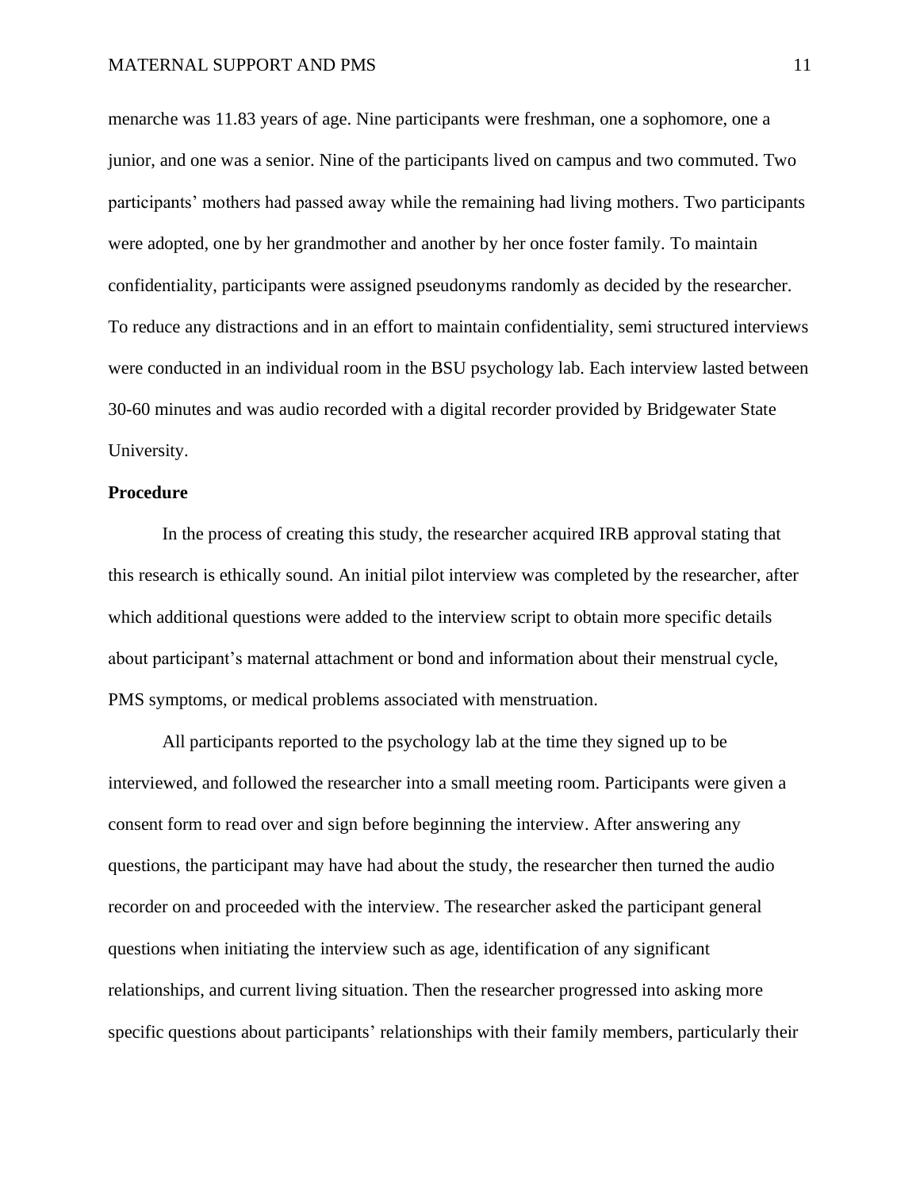menarche was 11.83 years of age. Nine participants were freshman, one a sophomore, one a junior, and one was a senior. Nine of the participants lived on campus and two commuted. Two participants' mothers had passed away while the remaining had living mothers. Two participants were adopted, one by her grandmother and another by her once foster family. To maintain confidentiality, participants were assigned pseudonyms randomly as decided by the researcher. To reduce any distractions and in an effort to maintain confidentiality, semi structured interviews were conducted in an individual room in the BSU psychology lab. Each interview lasted between 30-60 minutes and was audio recorded with a digital recorder provided by Bridgewater State University.

**Procedure**

In the process of creating this study, the researcher acquired IRB approval stating that this research is ethically sound. An initial pilot interview was completed by the researcher, after which additional questions were added to the interview script to obtain more specific details about participant's maternal attachment or bond and information about their menstrual cycle, PMS symptoms, or medical problems associated with menstruation.

All participants reported to the psychology lab at the time they signed up to be interviewed, and followed the researcher into a small meeting room. Participants were given a consent form to read over and sign before beginning the interview. After answering any questions, the participant may have had about the study, the researcher then turned the audio recorder on and proceeded with the interview. The researcher asked the participant general questions when initiating the interview such as age, identification of any significant relationships, and current living situation. Then the researcher progressed into asking more specific questions about participants' relationships with their family members, particularly their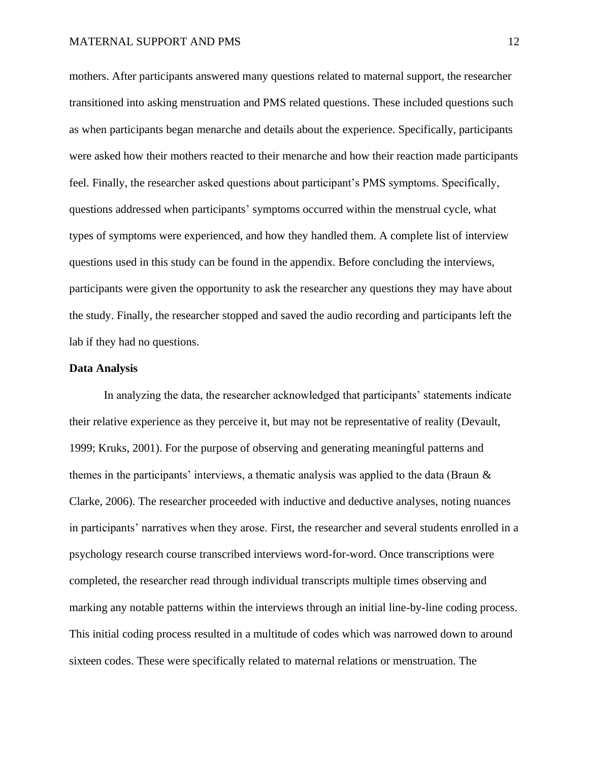mothers. After participants answered many questions related to maternal support, the researcher transitioned into asking menstruation and PMS related questions. These included questions such as when participants began menarche and details about the experience. Specifically, participants were asked how their mothers reacted to their menarche and how their reaction made participants feel. Finally, the researcher asked questions about participant's PMS symptoms. Specifically, questions addressed when participants' symptoms occurred within the menstrual cycle, what types of symptoms were experienced, and how they handled them. A complete list of interview questions used in this study can be found in the appendix. Before concluding the interviews, participants were given the opportunity to ask the researcher any questions they may have about the study. Finally, the researcher stopped and saved the audio recording and participants left the lab if they had no questions.

**Data Analysis**

In analyzing the data, the researcher acknowledged that participants' statements indicate their relative experience as they perceive it, but may not be representative of reality (Devault, 1999; Kruks, 2001). For the purpose of observing and generating meaningful patterns and themes in the participants' interviews, a thematic analysis was applied to the data (Braun & Clarke, 2006). The researcher proceeded with inductive and deductive analyses, noting nuances in participants' narratives when they arose. First, the researcher and several students enrolled in a psychology research course transcribed interviews word-for-word. Once transcriptions were completed, the researcher read through individual transcripts multiple times observing and marking any notable patterns within the interviews through an initial line-by-line coding process. This initial coding process resulted in a multitude of codes which was narrowed down to around sixteen codes. These were specifically related to maternal relations or menstruation. The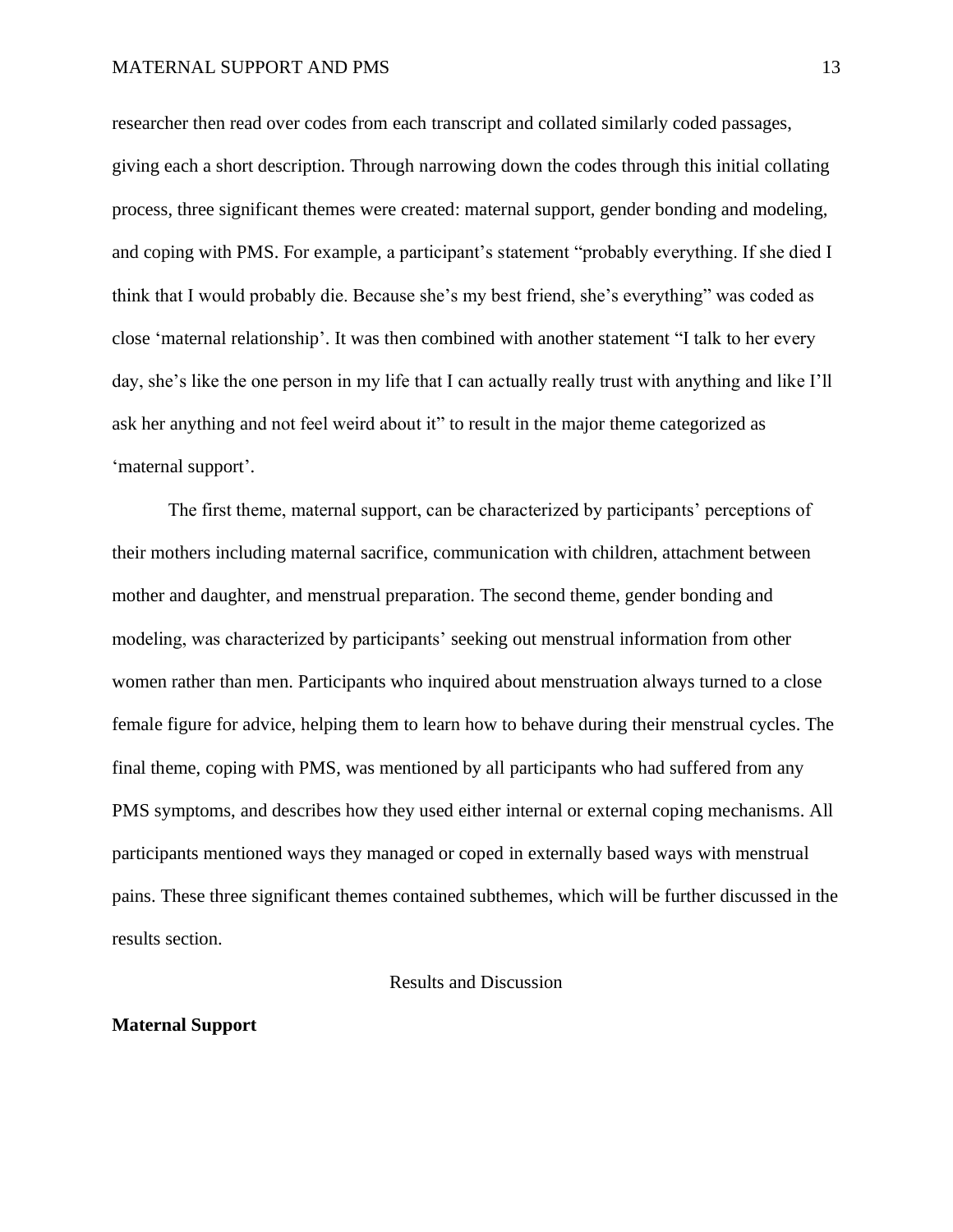researcher then read over codes from each transcript and collated similarly coded passages, giving each a short description. Through narrowing down the codes through this initial collating process, three significant themes were created: maternal support, gender bonding and modeling, and coping with PMS. For example, a participant's statement "probably everything. If she died I think that I would probably die. Because she's my best friend, she's everything" was coded as close 'maternal relationship'. It was then combined with another statement "I talk to her every day, she's like the one person in my life that I can actually really trust with anything and like I'll ask her anything and not feel weird about it" to result in the major theme categorized as 'maternal support'.

The first theme, maternal support, can be characterized by participants' perceptions of their mothers including maternal sacrifice, communication with children, attachment between mother and daughter, and menstrual preparation. The second theme, gender bonding and modeling, was characterized by participants' seeking out menstrual information from other women rather than men. Participants who inquired about menstruation always turned to a close female figure for advice, helping them to learn how to behave during their menstrual cycles. The final theme, coping with PMS, was mentioned by all participants who had suffered from any PMS symptoms, and describes how they used either internal or external coping mechanisms. All participants mentioned ways they managed or coped in externally based ways with menstrual pains. These three significant themes contained subthemes, which will be further discussed in the results section.

# Results and Discussion

## Maternal Support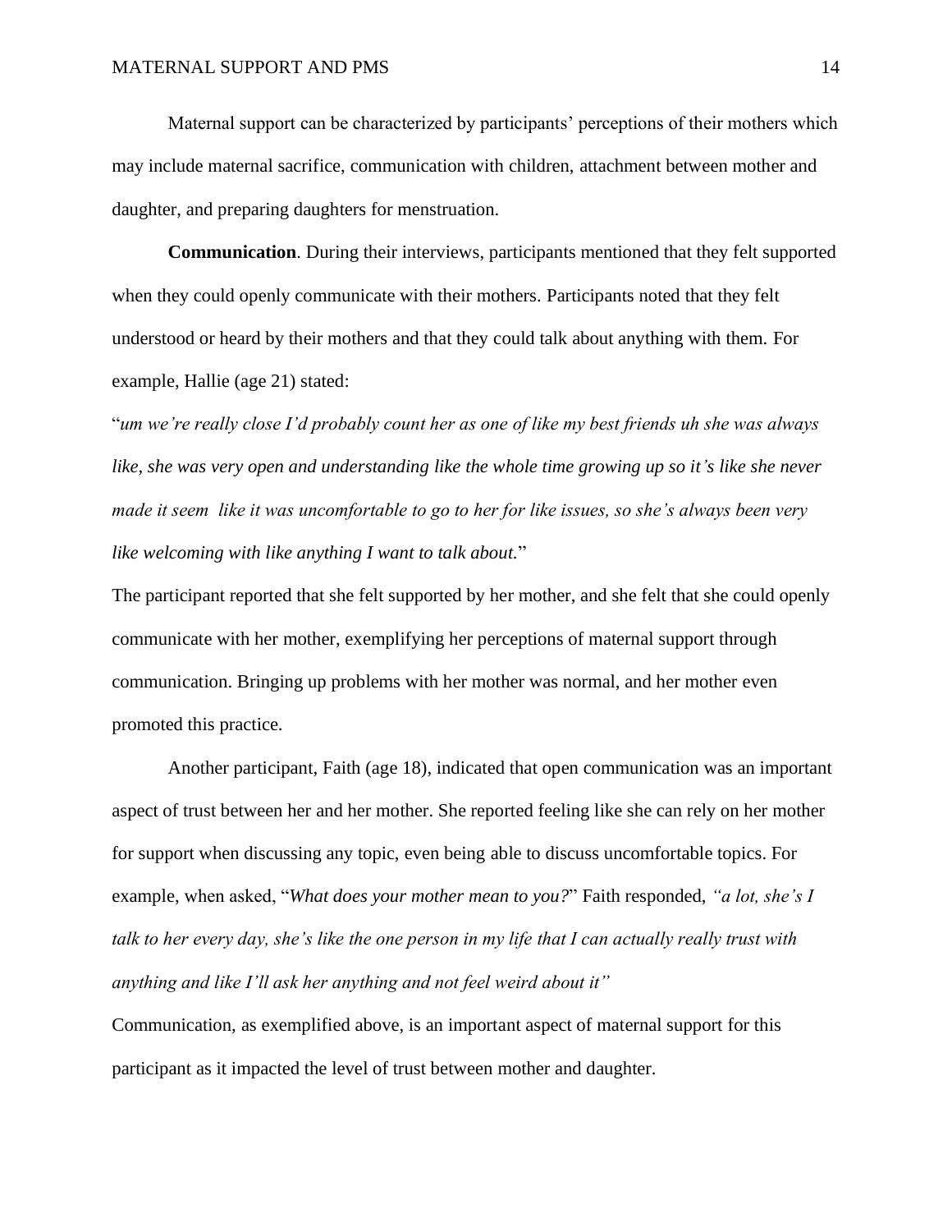Maternal support can be characterized by participants' perceptions of their mothers which may include maternal sacrifice, communication with children, attachment between mother and daughter, and preparing daughters for menstruation.

**Communication**. During their interviews, participants mentioned that they felt supported when they could openly communicate with their mothers. Participants noted that they felt understood or heard by their mothers and that they could talk about anything with them. For example, Hallie (age 21) stated:

"*um we're really close I'd probably count her as one of like my best friends uh she was always like, she was very open and understanding like the whole time growing up so it's like she never made it seem like it was uncomfortable to go to her for like issues, so she's always been very like welcoming with like anything I want to talk about.*"

The participant reported that she felt supported by her mother, and she felt that she could openly communicate with her mother, exemplifying her perceptions of maternal support through communication. Bringing up problems with her mother was normal, and her mother even promoted this practice.

Another participant, Faith (age 18), indicated that open communication was an important aspect of trust between her and her mother. She reported feeling like she can rely on her mother for support when discussing any topic, even being able to discuss uncomfortable topics. For example, when asked, "*What does your mother mean to you?*" Faith responded, *"a lot, she's I talk to her every day, she's like the one person in my life that I can actually really trust with anything and like I'll ask her anything and not feel weird about it"*

Communication, as exemplified above, is an important aspect of maternal support for this participant as it impacted the level of trust between mother and daughter.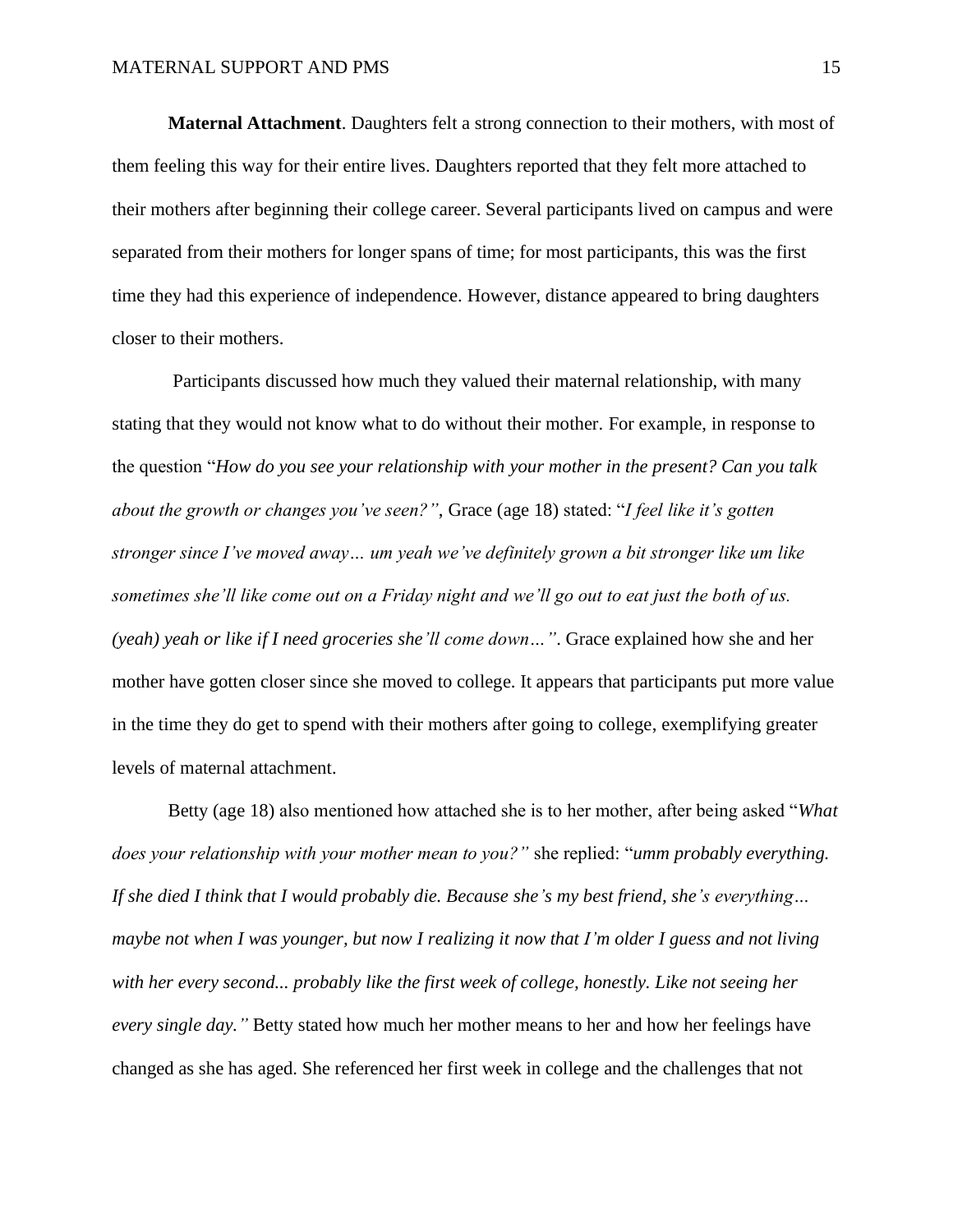**Maternal Attachment**. Daughters felt a strong connection to their mothers, with most of them feeling this way for their entire lives. Daughters reported that they felt more attached to their mothers after beginning their college career. Several participants lived on campus and were separated from their mothers for longer spans of time; for most participants, this was the first time they had this experience of independence. However, distance appeared to bring daughters closer to their mothers.

Participants discussed how much they valued their maternal relationship, with many stating that they would not know what to do without their mother. For example, in response to the question "*How do you see your relationship with your mother in the present? Can you talk about the growth or changes you've seen?"*, Grace (age 18) stated: "*I feel like it's gotten stronger since I've moved away… um yeah we've definitely grown a bit stronger like um like sometimes she'll like come out on a Friday night and we'll go out to eat just the both of us. (yeah) yeah or like if I need groceries she'll come down…"*. Grace explained how she and her mother have gotten closer since she moved to college. It appears that participants put more value in the time they do get to spend with their mothers after going to college, exemplifying greater levels of maternal attachment.

Betty (age 18) also mentioned how attached she is to her mother, after being asked "*What does your relationship with your mother mean to you?"* she replied: "*umm probably everything. If she died I think that I would probably die. Because she's my best friend, she's everything… maybe not when I was younger, but now I realizing it now that I'm older I guess and not living with her every second... probably like the first week of college, honestly. Like not seeing her every single day."* Betty stated how much her mother means to her and how her feelings have changed as she has aged. She referenced her first week in college and the challenges that not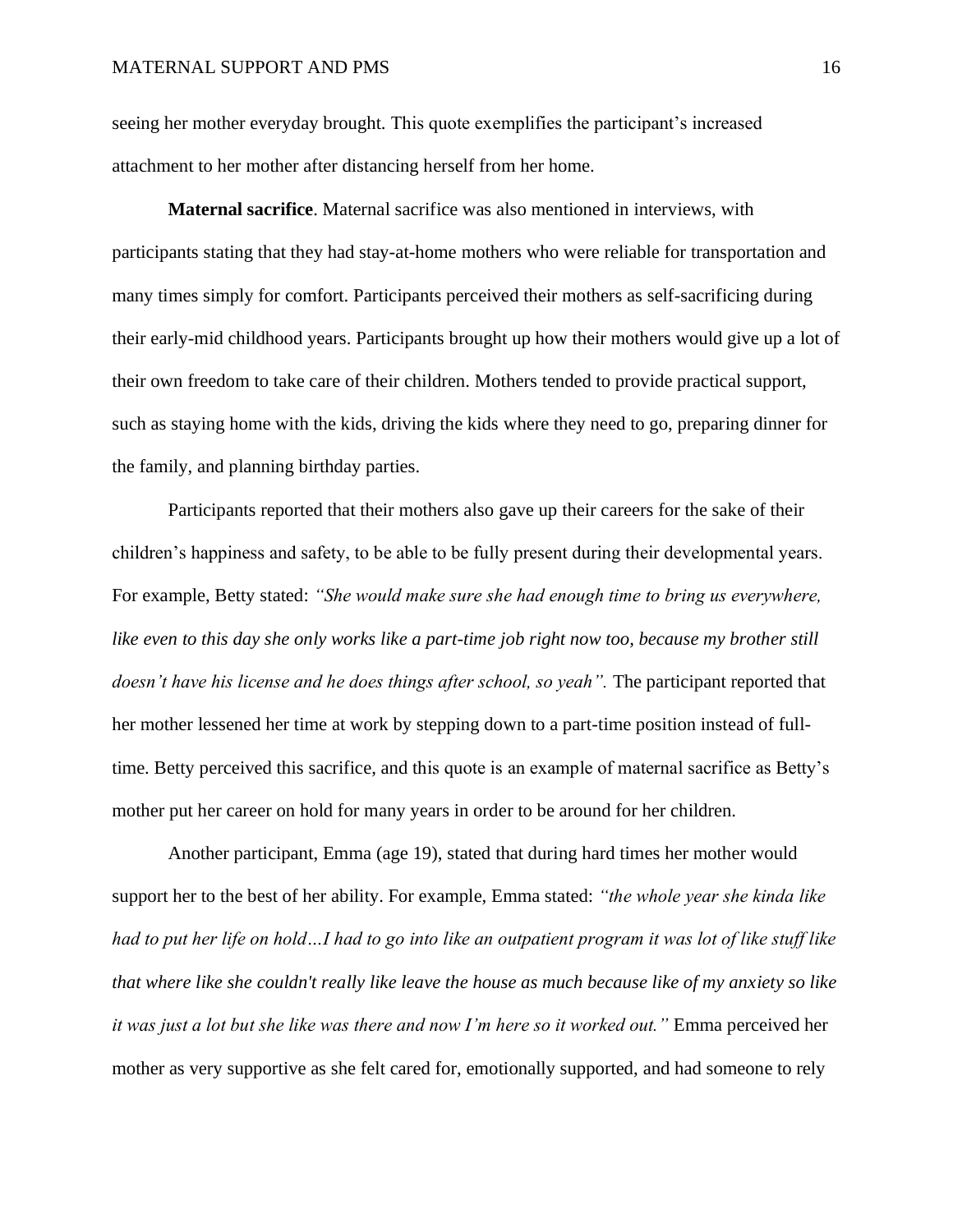seeing her mother everyday brought. This quote exemplifies the participant's increased attachment to her mother after distancing herself from her home.

**Maternal sacrifice**. Maternal sacrifice was also mentioned in interviews, with participants stating that they had stay-at-home mothers who were reliable for transportation and many times simply for comfort. Participants perceived their mothers as self-sacrificing during their early-mid childhood years. Participants brought up how their mothers would give up a lot of their own freedom to take care of their children. Mothers tended to provide practical support, such as staying home with the kids, driving the kids where they need to go, preparing dinner for the family, and planning birthday parties.

Participants reported that their mothers also gave up their careers for the sake of their children's happiness and safety, to be able to be fully present during their developmental years. For example, Betty stated: *"She would make sure she had enough time to bring us everywhere, like even to this day she only works like a part-time job right now too, because my brother still doesn't have his license and he does things after school, so yeah".* The participant reported that her mother lessened her time at work by stepping down to a part-time position instead of full-time. Betty perceived this sacrifice, and this quote is an example of maternal sacrifice as Betty's mother put her career on hold for many years in order to be around for her children.

Another participant, Emma (age 19), stated that during hard times her mother would support her to the best of her ability. For example, Emma stated: *"the whole year she kinda like had to put her life on hold…I had to go into like an outpatient program it was lot of like stuff like that where like she couldn't really like leave the house as much because like of my anxiety so like it was just a lot but she like was there and now I'm here so it worked out."* Emma perceived her mother as very supportive as she felt cared for, emotionally supported, and had someone to rely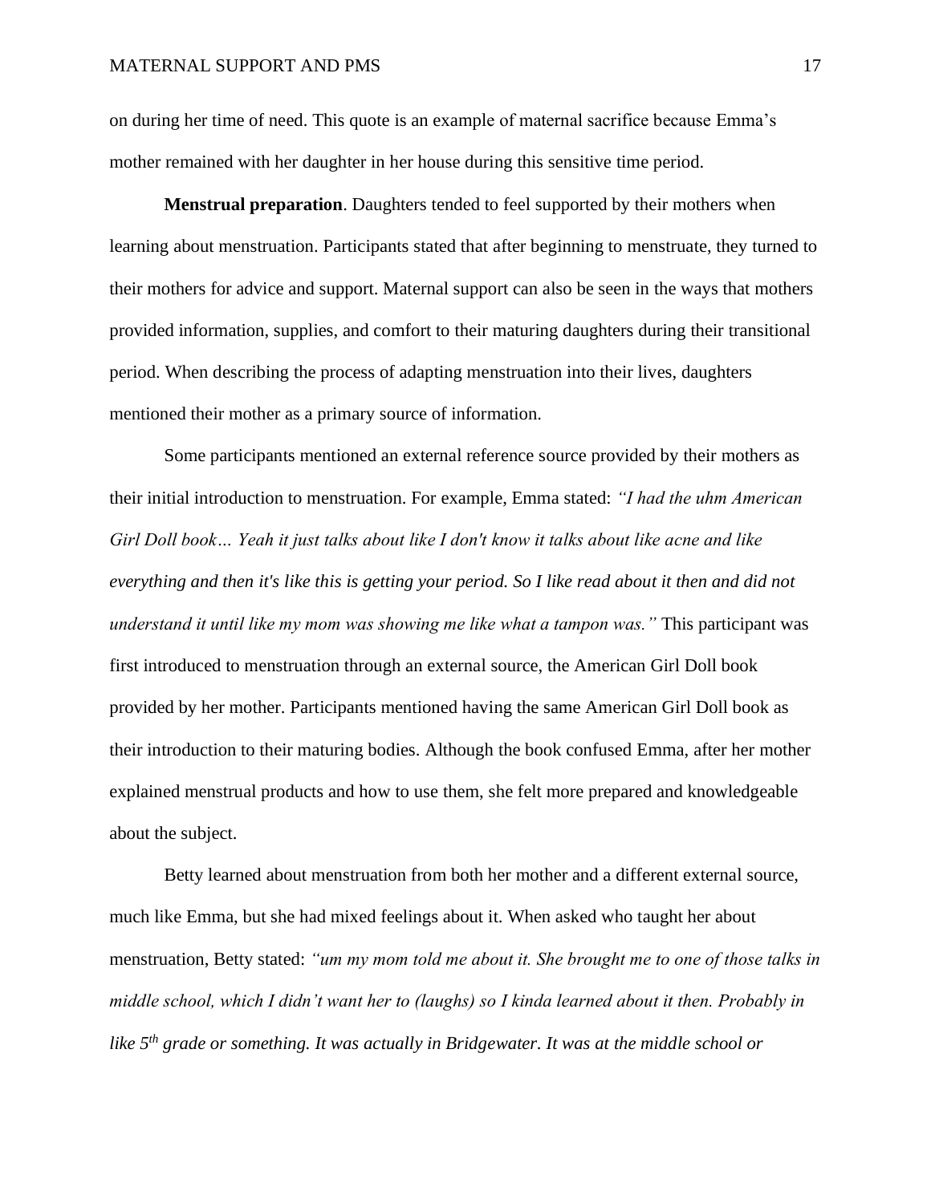on during her time of need. This quote is an example of maternal sacrifice because Emma's mother remained with her daughter in her house during this sensitive time period.

**Menstrual preparation**. Daughters tended to feel supported by their mothers when learning about menstruation. Participants stated that after beginning to menstruate, they turned to their mothers for advice and support. Maternal support can also be seen in the ways that mothers provided information, supplies, and comfort to their maturing daughters during their transitional period. When describing the process of adapting menstruation into their lives, daughters mentioned their mother as a primary source of information.

Some participants mentioned an external reference source provided by their mothers as their initial introduction to menstruation. For example, Emma stated: *"I had the uhm American Girl Doll book… Yeah it just talks about like I don't know it talks about like acne and like everything and then it's like this is getting your period. So I like read about it then and did not understand it until like my mom was showing me like what a tampon was."* This participant was first introduced to menstruation through an external source, the American Girl Doll book provided by her mother. Participants mentioned having the same American Girl Doll book as their introduction to their maturing bodies. Although the book confused Emma, after her mother explained menstrual products and how to use them, she felt more prepared and knowledgeable about the subject.

Betty learned about menstruation from both her mother and a different external source, much like Emma, but she had mixed feelings about it. When asked who taught her about menstruation, Betty stated: *"um my mom told me about it. She brought me to one of those talks in middle school, which I didn't want her to (laughs) so I kinda learned about it then. Probably in like 5th grade or something. It was actually in Bridgewater. It was at the middle school or*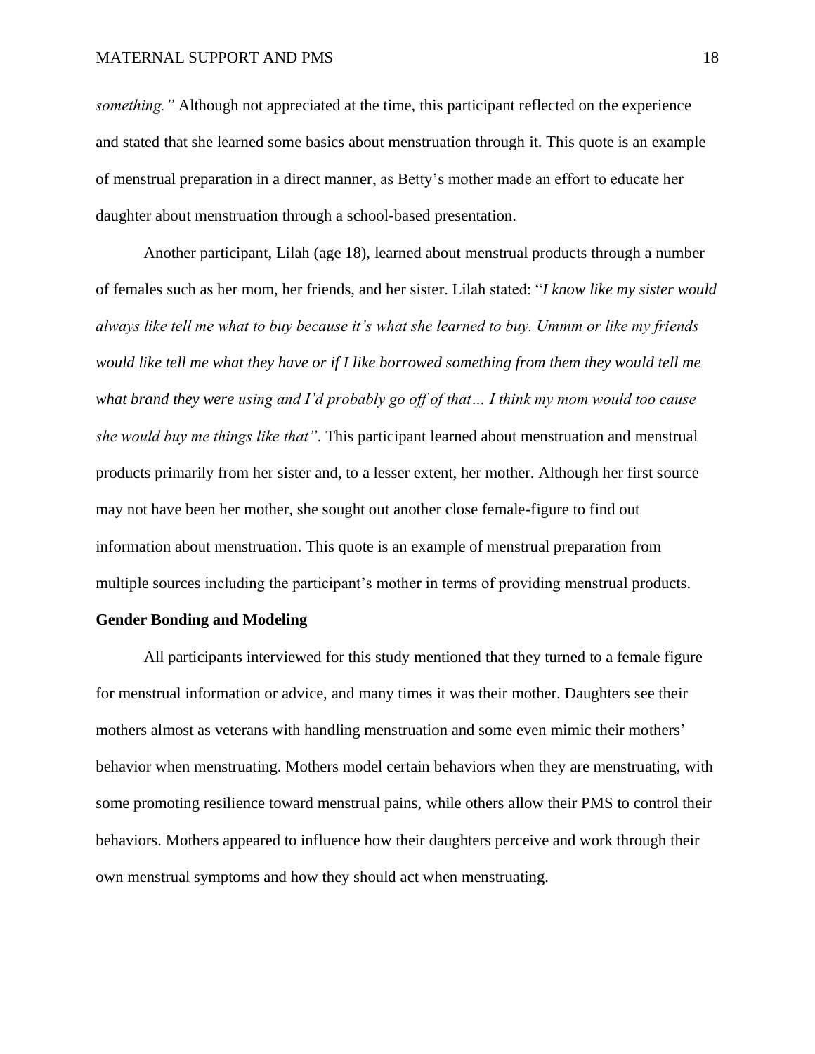*something."* Although not appreciated at the time, this participant reflected on the experience and stated that she learned some basics about menstruation through it. This quote is an example of menstrual preparation in a direct manner, as Betty's mother made an effort to educate her daughter about menstruation through a school-based presentation.

Another participant, Lilah (age 18), learned about menstrual products through a number of females such as her mom, her friends, and her sister. Lilah stated: "*I know like my sister would always like tell me what to buy because it's what she learned to buy. Ummm or like my friends would like tell me what they have or if I like borrowed something from them they would tell me what brand they were using and I'd probably go off of that… I think my mom would too cause she would buy me things like that"*. This participant learned about menstruation and menstrual products primarily from her sister and, to a lesser extent, her mother. Although her first source may not have been her mother, she sought out another close female-figure to find out information about menstruation. This quote is an example of menstrual preparation from multiple sources including the participant's mother in terms of providing menstrual products.

**Gender Bonding and Modeling**

All participants interviewed for this study mentioned that they turned to a female figure for menstrual information or advice, and many times it was their mother. Daughters see their mothers almost as veterans with handling menstruation and some even mimic their mothers' behavior when menstruating. Mothers model certain behaviors when they are menstruating, with some promoting resilience toward menstrual pains, while others allow their PMS to control their behaviors. Mothers appeared to influence how their daughters perceive and work through their own menstrual symptoms and how they should act when menstruating.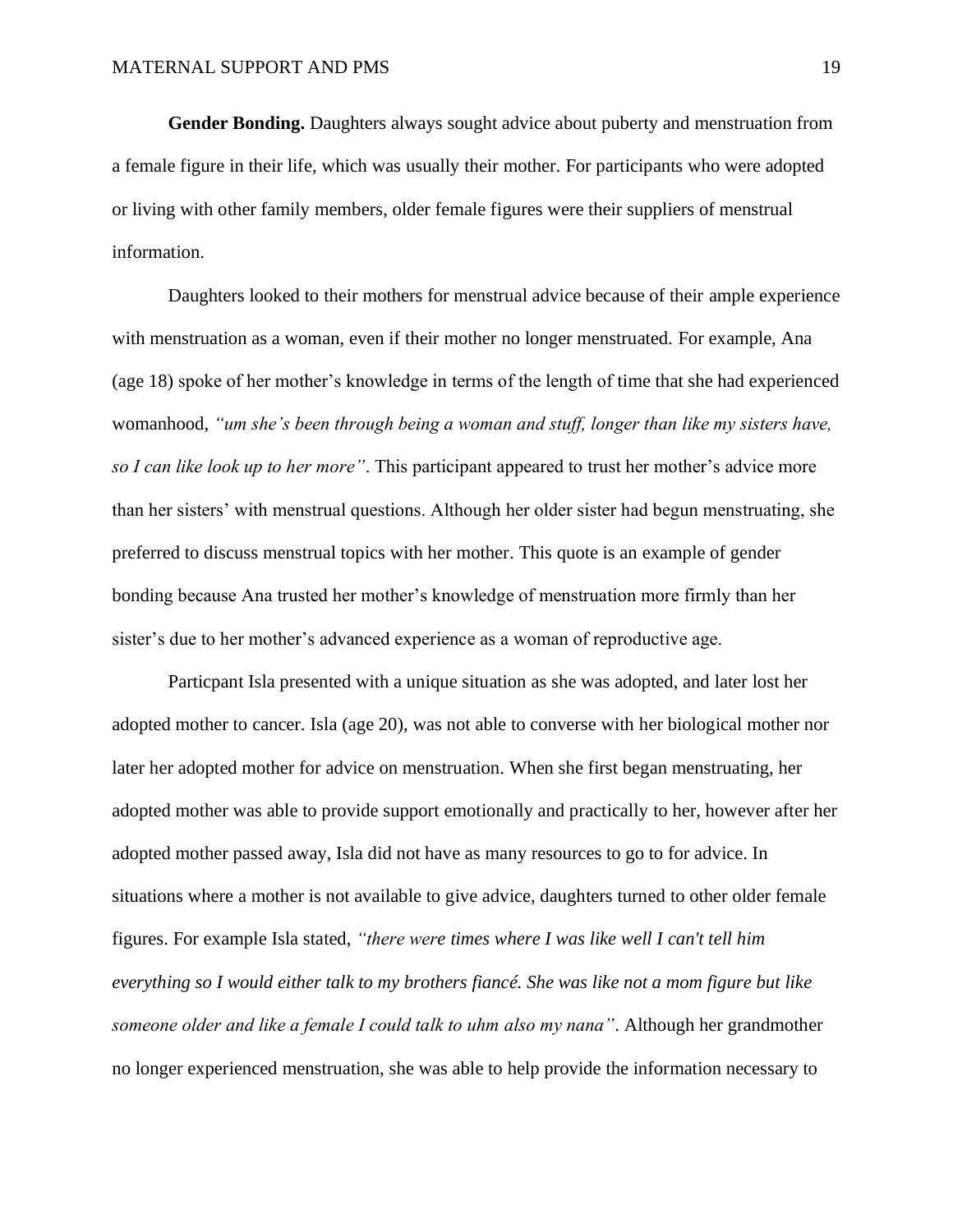**Gender Bonding.** Daughters always sought advice about puberty and menstruation from a female figure in their life, which was usually their mother. For participants who were adopted or living with other family members, older female figures were their suppliers of menstrual information.

Daughters looked to their mothers for menstrual advice because of their ample experience with menstruation as a woman, even if their mother no longer menstruated. For example, Ana (age 18) spoke of her mother's knowledge in terms of the length of time that she had experienced womanhood, *"um she's been through being a woman and stuff, longer than like my sisters have, so I can like look up to her more"*. This participant appeared to trust her mother's advice more than her sisters' with menstrual questions. Although her older sister had begun menstruating, she preferred to discuss menstrual topics with her mother. This quote is an example of gender bonding because Ana trusted her mother's knowledge of menstruation more firmly than her sister's due to her mother's advanced experience as a woman of reproductive age.

Particpant Isla presented with a unique situation as she was adopted, and later lost her adopted mother to cancer. Isla (age 20), was not able to converse with her biological mother nor later her adopted mother for advice on menstruation. When she first began menstruating, her adopted mother was able to provide support emotionally and practically to her, however after her adopted mother passed away, Isla did not have as many resources to go to for advice. In situations where a mother is not available to give advice, daughters turned to other older female figures. For example Isla stated, *"there were times where I was like well I can't tell him everything so I would either talk to my brothers fiancé. She was like not a mom figure but like someone older and like a female I could talk to uhm also my nana"*. Although her grandmother no longer experienced menstruation, she was able to help provide the information necessary to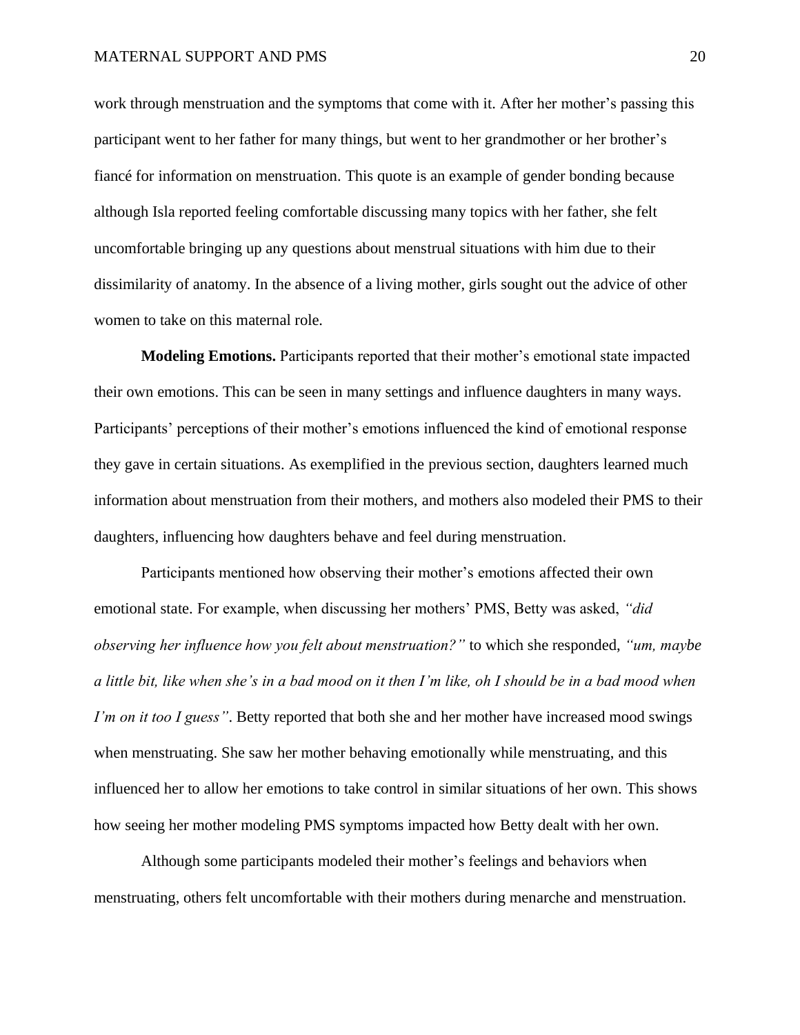work through menstruation and the symptoms that come with it. After her mother's passing this participant went to her father for many things, but went to her grandmother or her brother's fiancé for information on menstruation. This quote is an example of gender bonding because although Isla reported feeling comfortable discussing many topics with her father, she felt uncomfortable bringing up any questions about menstrual situations with him due to their dissimilarity of anatomy. In the absence of a living mother, girls sought out the advice of other women to take on this maternal role.

**Modeling Emotions.** Participants reported that their mother's emotional state impacted their own emotions. This can be seen in many settings and influence daughters in many ways. Participants' perceptions of their mother's emotions influenced the kind of emotional response they gave in certain situations. As exemplified in the previous section, daughters learned much information about menstruation from their mothers, and mothers also modeled their PMS to their daughters, influencing how daughters behave and feel during menstruation.

Participants mentioned how observing their mother's emotions affected their own emotional state. For example, when discussing her mothers' PMS, Betty was asked, *"did observing her influence how you felt about menstruation?"* to which she responded, *"um, maybe a little bit, like when she's in a bad mood on it then I'm like, oh I should be in a bad mood when I'm on it too I guess"*. Betty reported that both she and her mother have increased mood swings when menstruating. She saw her mother behaving emotionally while menstruating, and this influenced her to allow her emotions to take control in similar situations of her own. This shows how seeing her mother modeling PMS symptoms impacted how Betty dealt with her own.

Although some participants modeled their mother's feelings and behaviors when menstruating, others felt uncomfortable with their mothers during menarche and menstruation.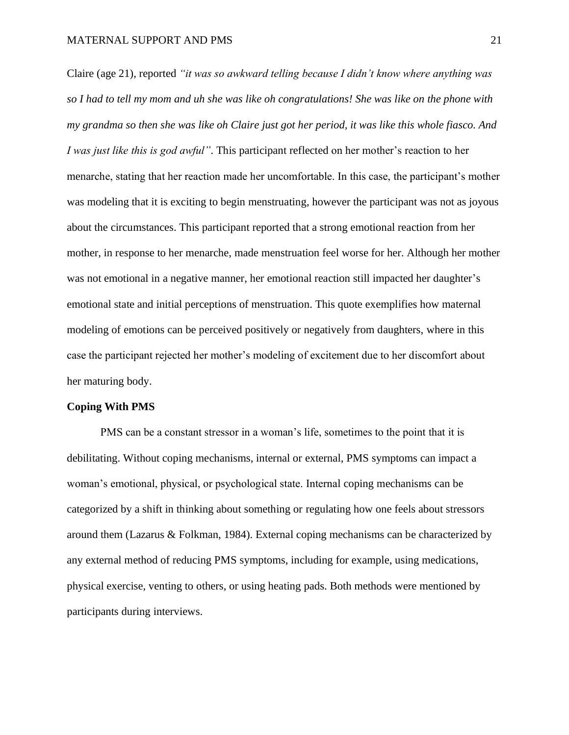Claire (age 21), reported *"it was so awkward telling because I didn't know where anything was so I had to tell my mom and uh she was like oh congratulations! She was like on the phone with my grandma so then she was like oh Claire just got her period, it was like this whole fiasco. And I was just like this is god awful"*. This participant reflected on her mother's reaction to her menarche, stating that her reaction made her uncomfortable. In this case, the participant's mother was modeling that it is exciting to begin menstruating, however the participant was not as joyous about the circumstances. This participant reported that a strong emotional reaction from her mother, in response to her menarche, made menstruation feel worse for her. Although her mother was not emotional in a negative manner, her emotional reaction still impacted her daughter's emotional state and initial perceptions of menstruation. This quote exemplifies how maternal modeling of emotions can be perceived positively or negatively from daughters, where in this case the participant rejected her mother's modeling of excitement due to her discomfort about her maturing body.

**Coping With PMS**

PMS can be a constant stressor in a woman's life, sometimes to the point that it is debilitating. Without coping mechanisms, internal or external, PMS symptoms can impact a woman's emotional, physical, or psychological state. Internal coping mechanisms can be categorized by a shift in thinking about something or regulating how one feels about stressors around them (Lazarus & Folkman, 1984). External coping mechanisms can be characterized by any external method of reducing PMS symptoms, including for example, using medications, physical exercise, venting to others, or using heating pads. Both methods were mentioned by participants during interviews.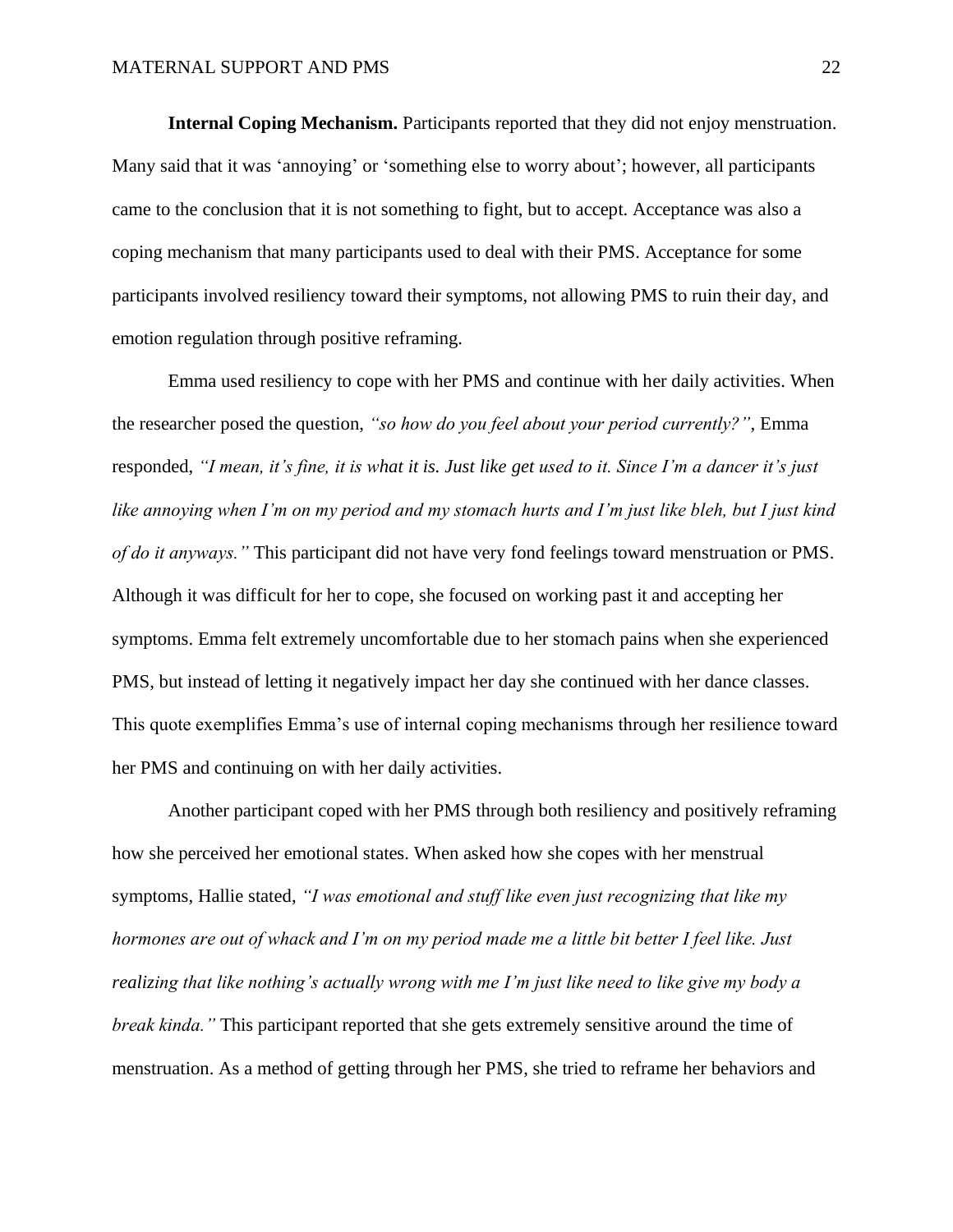**Internal Coping Mechanism.** Participants reported that they did not enjoy menstruation. Many said that it was 'annoying' or 'something else to worry about'; however, all participants came to the conclusion that it is not something to fight, but to accept. Acceptance was also a coping mechanism that many participants used to deal with their PMS. Acceptance for some participants involved resiliency toward their symptoms, not allowing PMS to ruin their day, and emotion regulation through positive reframing.

Emma used resiliency to cope with her PMS and continue with her daily activities. When the researcher posed the question, *"so how do you feel about your period currently?"*, Emma responded, *"I mean, it's fine, it is what it is. Just like get used to it. Since I'm a dancer it's just like annoying when I'm on my period and my stomach hurts and I'm just like bleh, but I just kind of do it anyways."* This participant did not have very fond feelings toward menstruation or PMS. Although it was difficult for her to cope, she focused on working past it and accepting her symptoms. Emma felt extremely uncomfortable due to her stomach pains when she experienced PMS, but instead of letting it negatively impact her day she continued with her dance classes. This quote exemplifies Emma's use of internal coping mechanisms through her resilience toward her PMS and continuing on with her daily activities.

Another participant coped with her PMS through both resiliency and positively reframing how she perceived her emotional states. When asked how she copes with her menstrual symptoms, Hallie stated, *"I was emotional and stuff like even just recognizing that like my hormones are out of whack and I'm on my period made me a little bit better I feel like. Just realizing that like nothing's actually wrong with me I'm just like need to like give my body a break kinda."* This participant reported that she gets extremely sensitive around the time of menstruation. As a method of getting through her PMS, she tried to reframe her behaviors and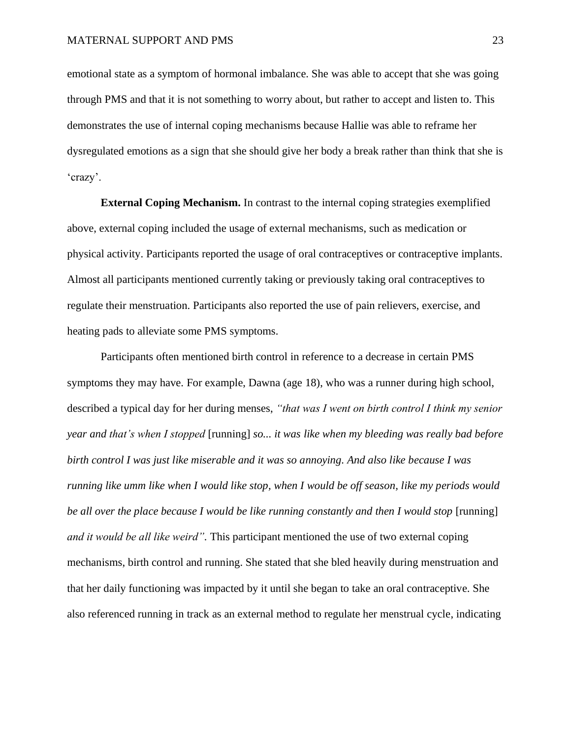emotional state as a symptom of hormonal imbalance. She was able to accept that she was going through PMS and that it is not something to worry about, but rather to accept and listen to. This demonstrates the use of internal coping mechanisms because Hallie was able to reframe her dysregulated emotions as a sign that she should give her body a break rather than think that she is 'crazy'.

**External Coping Mechanism.** In contrast to the internal coping strategies exemplified above, external coping included the usage of external mechanisms, such as medication or physical activity. Participants reported the usage of oral contraceptives or contraceptive implants. Almost all participants mentioned currently taking or previously taking oral contraceptives to regulate their menstruation. Participants also reported the use of pain relievers, exercise, and heating pads to alleviate some PMS symptoms.

Participants often mentioned birth control in reference to a decrease in certain PMS symptoms they may have. For example, Dawna (age 18), who was a runner during high school, described a typical day for her during menses, *"that was I went on birth control I think my senior year and that's when I stopped* [running] *so... it was like when my bleeding was really bad before birth control I was just like miserable and it was so annoying. And also like because I was running like umm like when I would like stop, when I would be off season, like my periods would be all over the place because I would be like running constantly and then I would stop* [running] *and it would be all like weird".* This participant mentioned the use of two external coping mechanisms, birth control and running. She stated that she bled heavily during menstruation and that her daily functioning was impacted by it until she began to take an oral contraceptive. She also referenced running in track as an external method to regulate her menstrual cycle, indicating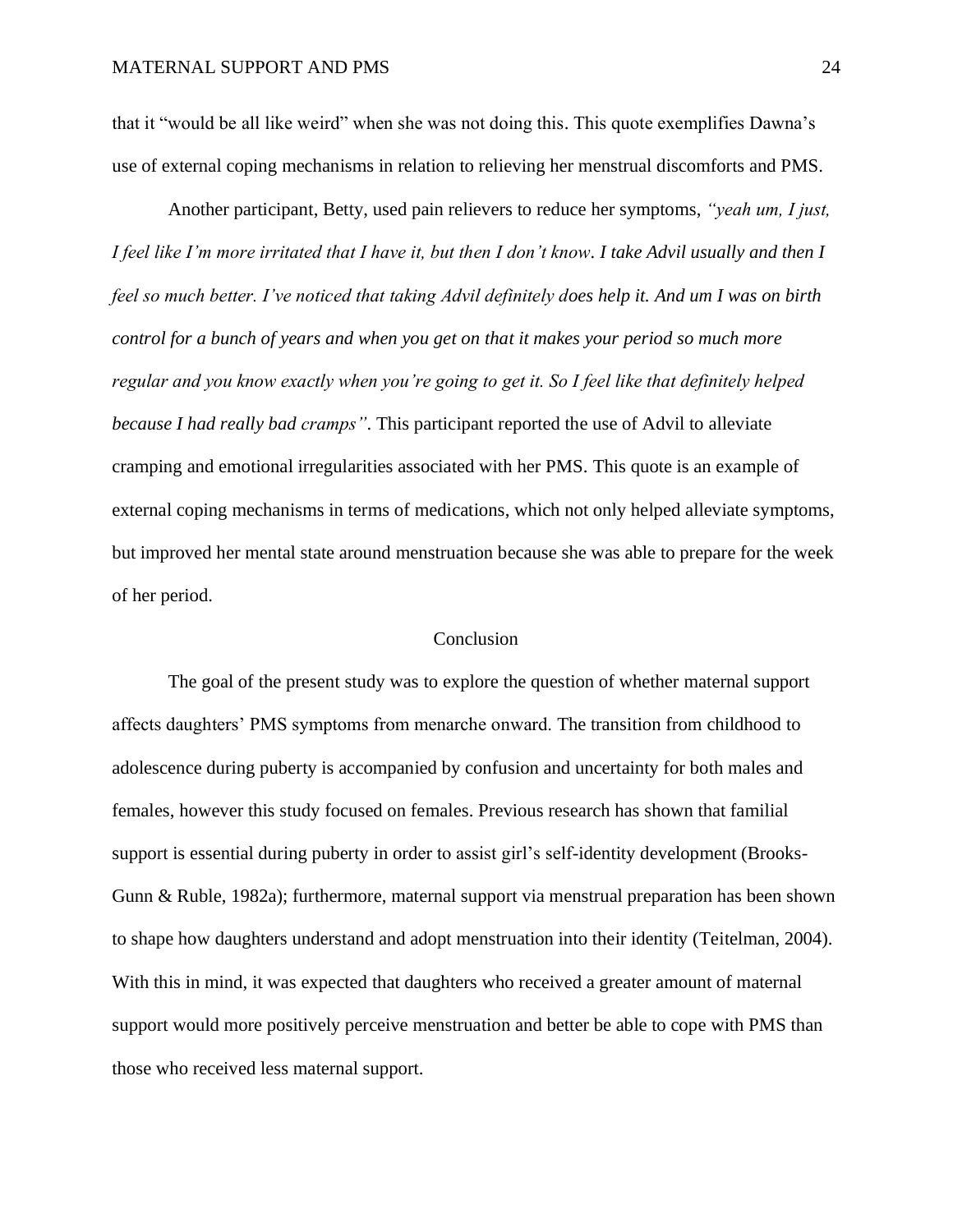that it "would be all like weird" when she was not doing this. This quote exemplifies Dawna's use of external coping mechanisms in relation to relieving her menstrual discomforts and PMS.

Another participant, Betty, used pain relievers to reduce her symptoms, *"yeah um, I just, I feel like I'm more irritated that I have it, but then I don't know. I take Advil usually and then I feel so much better. I've noticed that taking Advil definitely does help it. And um I was on birth control for a bunch of years and when you get on that it makes your period so much more regular and you know exactly when you're going to get it. So I feel like that definitely helped because I had really bad cramps"*. This participant reported the use of Advil to alleviate cramping and emotional irregularities associated with her PMS. This quote is an example of external coping mechanisms in terms of medications, which not only helped alleviate symptoms, but improved her mental state around menstruation because she was able to prepare for the week of her period.

## Conclusion

The goal of the present study was to explore the question of whether maternal support affects daughters' PMS symptoms from menarche onward. The transition from childhood to adolescence during puberty is accompanied by confusion and uncertainty for both males and females, however this study focused on females. Previous research has shown that familial support is essential during puberty in order to assist girl's self-identity development (Brooks-Gunn & Ruble, 1982a); furthermore, maternal support via menstrual preparation has been shown to shape how daughters understand and adopt menstruation into their identity (Teitelman, 2004). With this in mind, it was expected that daughters who received a greater amount of maternal support would more positively perceive menstruation and better be able to cope with PMS than those who received less maternal support.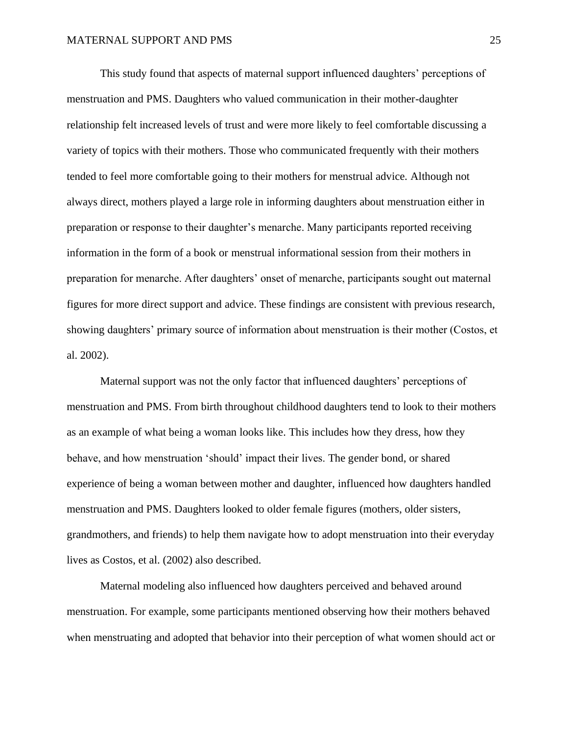This study found that aspects of maternal support influenced daughters' perceptions of menstruation and PMS. Daughters who valued communication in their mother-daughter relationship felt increased levels of trust and were more likely to feel comfortable discussing a variety of topics with their mothers. Those who communicated frequently with their mothers tended to feel more comfortable going to their mothers for menstrual advice. Although not always direct, mothers played a large role in informing daughters about menstruation either in preparation or response to their daughter's menarche. Many participants reported receiving information in the form of a book or menstrual informational session from their mothers in preparation for menarche. After daughters' onset of menarche, participants sought out maternal figures for more direct support and advice. These findings are consistent with previous research, showing daughters' primary source of information about menstruation is their mother (Costos, et al. 2002).

Maternal support was not the only factor that influenced daughters' perceptions of menstruation and PMS. From birth throughout childhood daughters tend to look to their mothers as an example of what being a woman looks like. This includes how they dress, how they behave, and how menstruation 'should' impact their lives. The gender bond, or shared experience of being a woman between mother and daughter, influenced how daughters handled menstruation and PMS. Daughters looked to older female figures (mothers, older sisters, grandmothers, and friends) to help them navigate how to adopt menstruation into their everyday lives as Costos, et al. (2002) also described.

Maternal modeling also influenced how daughters perceived and behaved around menstruation. For example, some participants mentioned observing how their mothers behaved when menstruating and adopted that behavior into their perception of what women should act or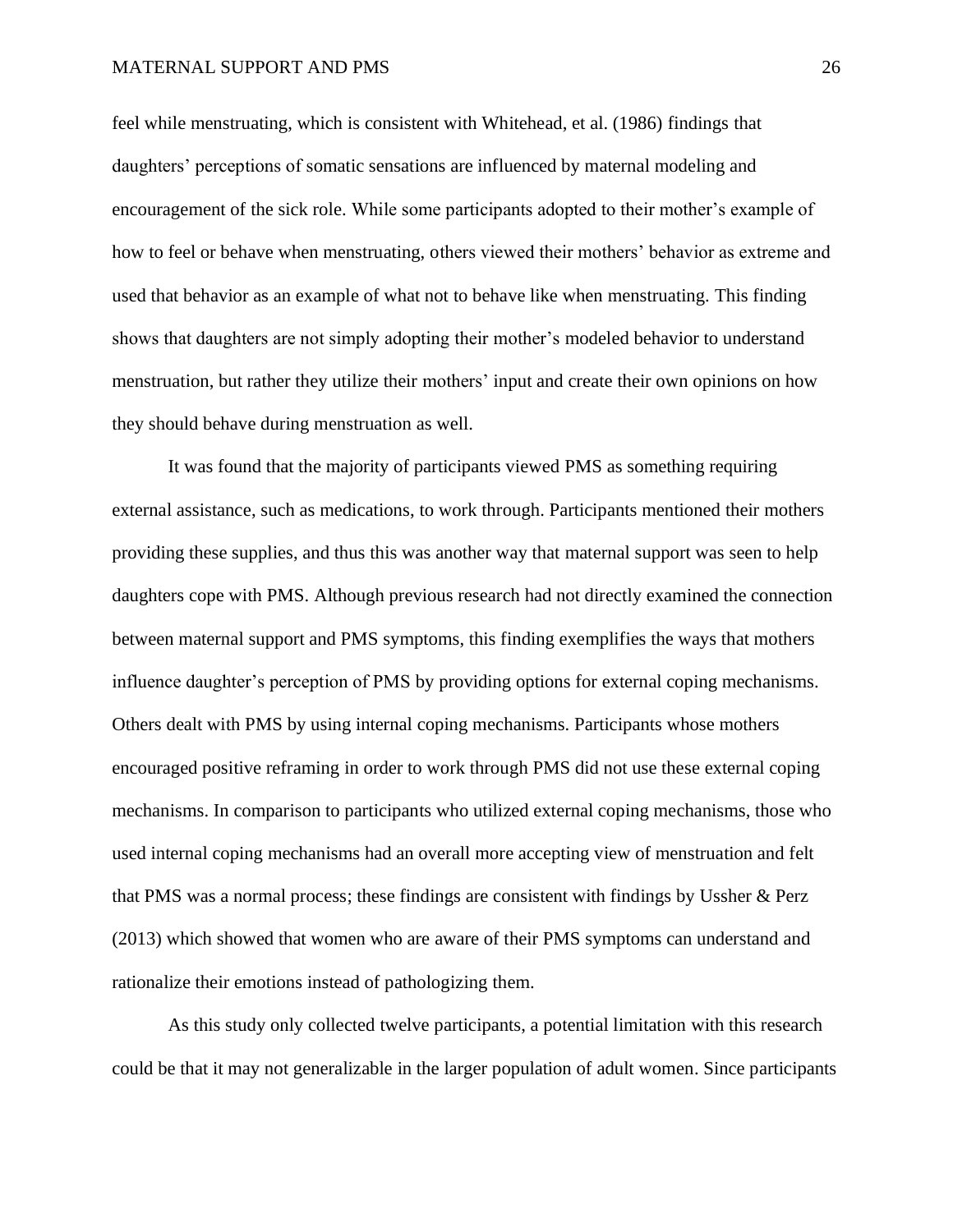feel while menstruating, which is consistent with Whitehead, et al. (1986) findings that daughters' perceptions of somatic sensations are influenced by maternal modeling and encouragement of the sick role. While some participants adopted to their mother's example of how to feel or behave when menstruating, others viewed their mothers' behavior as extreme and used that behavior as an example of what not to behave like when menstruating. This finding shows that daughters are not simply adopting their mother's modeled behavior to understand menstruation, but rather they utilize their mothers' input and create their own opinions on how they should behave during menstruation as well.

It was found that the majority of participants viewed PMS as something requiring external assistance, such as medications, to work through. Participants mentioned their mothers providing these supplies, and thus this was another way that maternal support was seen to help daughters cope with PMS. Although previous research had not directly examined the connection between maternal support and PMS symptoms, this finding exemplifies the ways that mothers influence daughter's perception of PMS by providing options for external coping mechanisms. Others dealt with PMS by using internal coping mechanisms. Participants whose mothers encouraged positive reframing in order to work through PMS did not use these external coping mechanisms. In comparison to participants who utilized external coping mechanisms, those who used internal coping mechanisms had an overall more accepting view of menstruation and felt that PMS was a normal process; these findings are consistent with findings by Ussher & Perz (2013) which showed that women who are aware of their PMS symptoms can understand and rationalize their emotions instead of pathologizing them.

As this study only collected twelve participants, a potential limitation with this research could be that it may not generalizable in the larger population of adult women. Since participants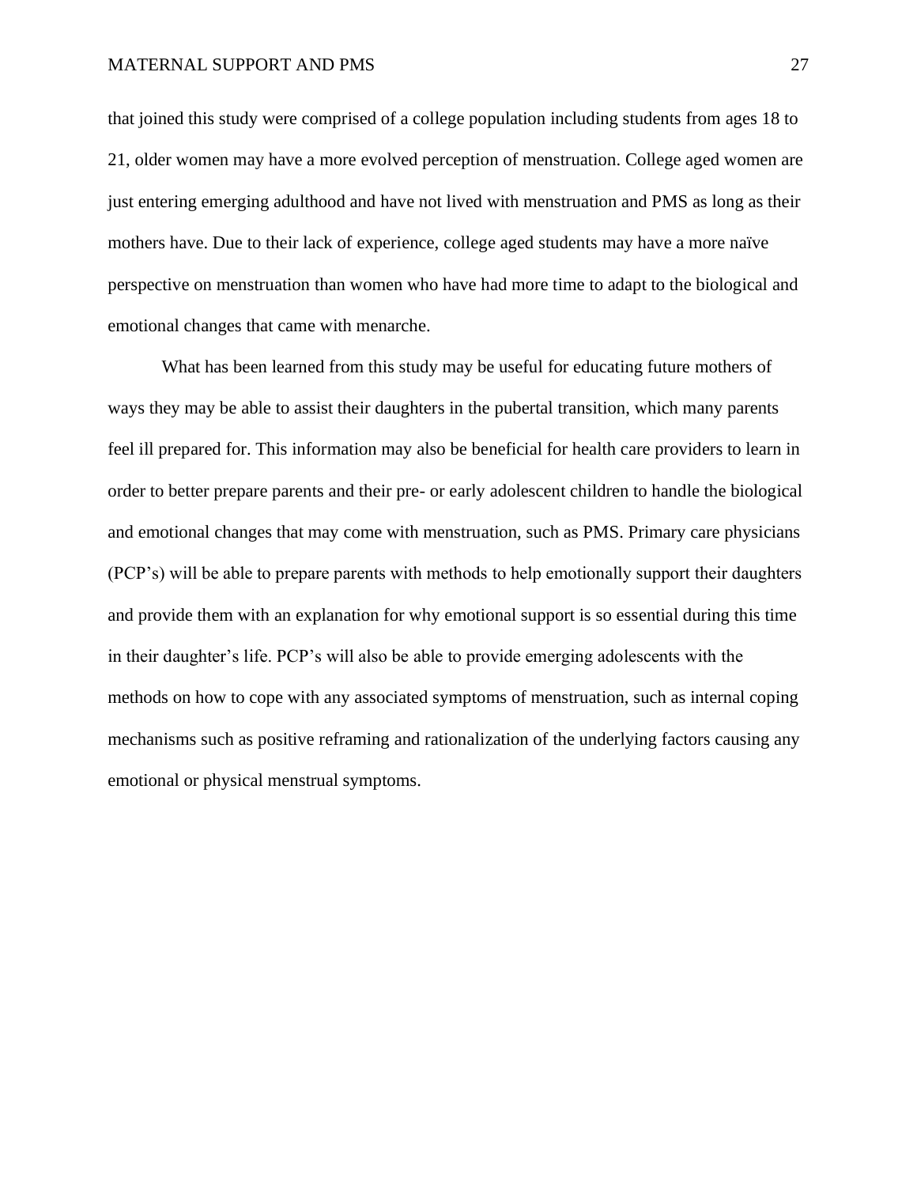that joined this study were comprised of a college population including students from ages 18 to 21, older women may have a more evolved perception of menstruation. College aged women are just entering emerging adulthood and have not lived with menstruation and PMS as long as their mothers have. Due to their lack of experience, college aged students may have a more naïve perspective on menstruation than women who have had more time to adapt to the biological and emotional changes that came with menarche.

What has been learned from this study may be useful for educating future mothers of ways they may be able to assist their daughters in the pubertal transition, which many parents feel ill prepared for. This information may also be beneficial for health care providers to learn in order to better prepare parents and their pre- or early adolescent children to handle the biological and emotional changes that may come with menstruation, such as PMS. Primary care physicians (PCP's) will be able to prepare parents with methods to help emotionally support their daughters and provide them with an explanation for why emotional support is so essential during this time in their daughter's life. PCP's will also be able to provide emerging adolescents with the methods on how to cope with any associated symptoms of menstruation, such as internal coping mechanisms such as positive reframing and rationalization of the underlying factors causing any emotional or physical menstrual symptoms.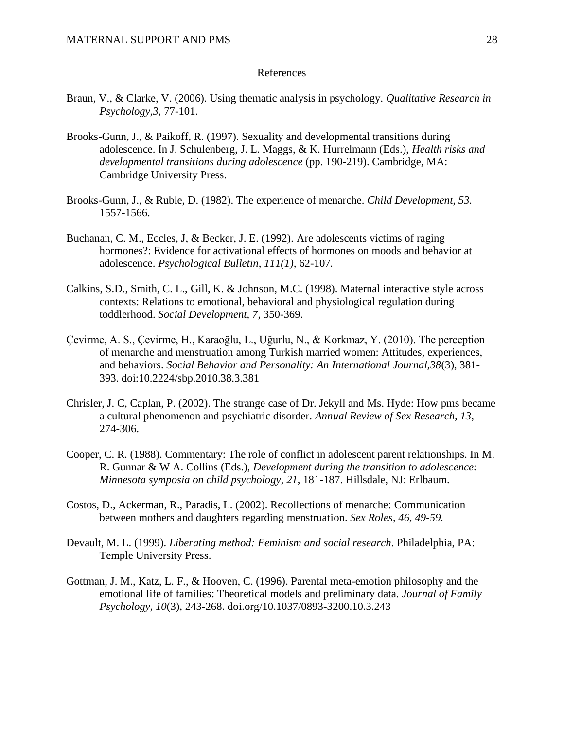# References

Braun, V., & Clarke, V. (2006). Using thematic analysis in psychology. *Qualitative Research in Psychology,3*, 77-101.

Brooks-Gunn, J., & Paikoff, R. (1997). Sexuality and developmental transitions during adolescence. In J. Schulenberg, J. L. Maggs, & K. Hurrelmann (Eds.), *Health risks and developmental transitions during adolescence* (pp. 190-219). Cambridge, MA: Cambridge University Press.

Brooks-Gunn, J., & Ruble, D. (1982). The experience of menarche. *Child Development, 53.* 1557-1566.

Buchanan, C. M., Eccles, J, & Becker, J. E. (1992). Are adolescents victims of raging hormones?: Evidence for activational effects of hormones on moods and behavior at adolescence. *Psychological Bulletin*, *111(1),* 62-107.

Calkins, S.D., Smith, C. L., Gill, K. & Johnson, M.C. (1998). Maternal interactive style across contexts: Relations to emotional, behavioral and physiological regulation during toddlerhood. *Social Development, 7*, 350-369.

Çevirme, A. S., Çevirme, H., Karaoğlu, L., Uğurlu, N., & Korkmaz, Y. (2010). The perception of menarche and menstruation among Turkish married women: Attitudes, experiences, and behaviors. *Social Behavior and Personality: An International Journal,38*(3), 381-393. doi:10.2224/sbp.2010.38.3.381

Chrisler, J. C, Caplan, P. (2002). The strange case of Dr. Jekyll and Ms. Hyde: How pms became a cultural phenomenon and psychiatric disorder. *Annual Review of Sex Research, 13,* 274-306.

Cooper, C. R. (1988). Commentary: The role of conflict in adolescent parent relationships. In M. R. Gunnar & W A. Collins (Eds.), *Development during the transition to adolescence: Minnesota symposia on child psychology*, *21*, 181-187. Hillsdale, NJ: Erlbaum.

Costos, D., Ackerman, R., Paradis, L. (2002). Recollections of menarche: Communication between mothers and daughters regarding menstruation. *Sex Roles, 46, 49-59.*

Devault, M. L. (1999). *Liberating method: Feminism and social research*. Philadelphia, PA: Temple University Press.

Gottman, J. M., Katz, L. F., & Hooven, C. (1996). Parental meta-emotion philosophy and the emotional life of families: Theoretical models and preliminary data. *Journal of Family Psychology, 10*(3), 243-268. doi.org/10.1037/0893-3200.10.3.243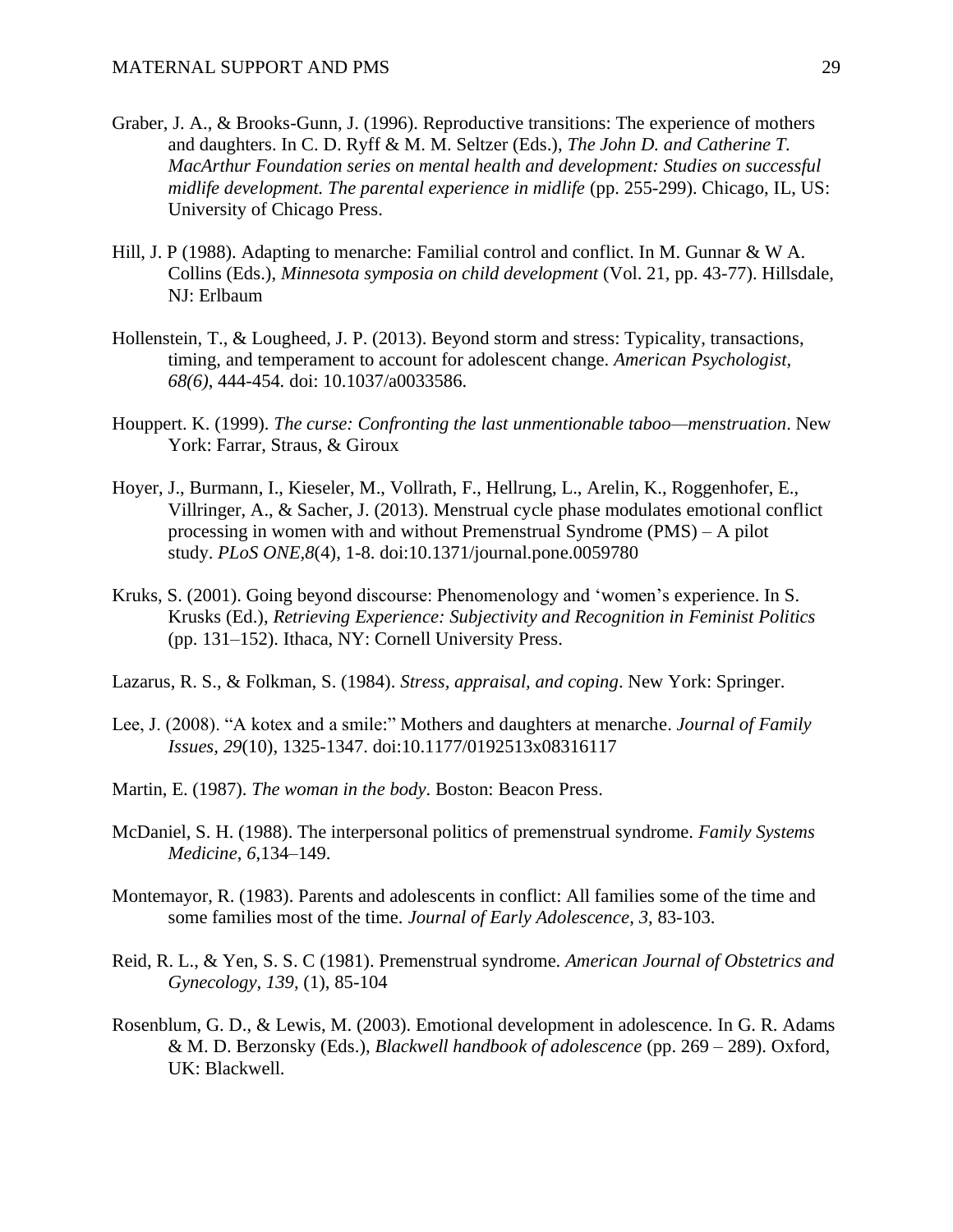Graber, J. A., & Brooks-Gunn, J. (1996). Reproductive transitions: The experience of mothers and daughters. In C. D. Ryff & M. M. Seltzer (Eds.), *The John D. and Catherine T. MacArthur Foundation series on mental health and development: Studies on successful midlife development. The parental experience in midlife* (pp. 255-299). Chicago, IL, US: University of Chicago Press.

Hill, J. P (1988). Adapting to menarche: Familial control and conflict. In M. Gunnar & W A. Collins (Eds.), *Minnesota symposia on child development* (Vol. 21, pp. 43-77). Hillsdale, NJ: Erlbaum

Hollenstein, T., & Lougheed, J. P. (2013). Beyond storm and stress: Typicality, transactions, timing, and temperament to account for adolescent change. *American Psychologist, 68(6)*, 444-454. doi: 10.1037/a0033586.

Houppert. K. (1999). *The curse: Confronting the last unmentionable taboo—menstruation*. New York: Farrar, Straus, & Giroux

Hoyer, J., Burmann, I., Kieseler, M., Vollrath, F., Hellrung, L., Arelin, K., Roggenhofer, E., Villringer, A., & Sacher, J. (2013). Menstrual cycle phase modulates emotional conflict processing in women with and without Premenstrual Syndrome (PMS) – A pilot study. *PLoS ONE,8*(4), 1-8. doi:10.1371/journal.pone.0059780

Kruks, S. (2001). Going beyond discourse: Phenomenology and 'women's experience. In S. Krusks (Ed.), *Retrieving Experience: Subjectivity and Recognition in Feminist Politics* (pp. 131–152). Ithaca, NY: Cornell University Press.

Lazarus, R. S., & Folkman, S. (1984). *Stress, appraisal, and coping*. New York: Springer.

Lee, J. (2008). "A kotex and a smile:" Mothers and daughters at menarche. *Journal of Family Issues, 29*(10), 1325-1347. doi:10.1177/0192513x08316117

Martin, E. (1987). *The woman in the body*. Boston: Beacon Press.

McDaniel, S. H. (1988). The interpersonal politics of premenstrual syndrome. *Family Systems Medicine*, *6*,134–149.

Montemayor, R. (1983). Parents and adolescents in conflict: All families some of the time and some families most of the time. *Journal of Early Adolescence*, *3*, 83-103.

Reid, R. L., & Yen, S. S. C (1981). Premenstrual syndrome. *American Journal of Obstetrics and Gynecology, 139*, (1), 85-104

Rosenblum, G. D., & Lewis, M. (2003). Emotional development in adolescence. In G. R. Adams & M. D. Berzonsky (Eds.), *Blackwell handbook of adolescence* (pp. 269 – 289). Oxford, UK: Blackwell.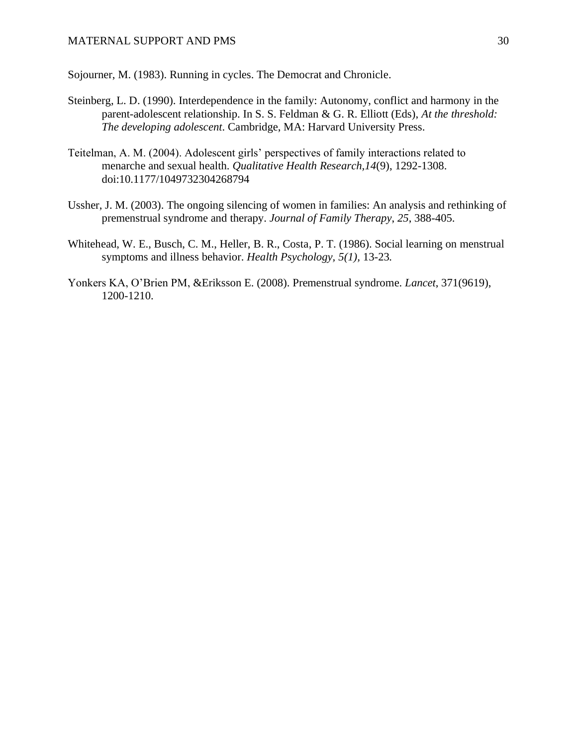Sojourner, M. (1983). Running in cycles. The Democrat and Chronicle.

Steinberg, L. D. (1990). Interdependence in the family: Autonomy, conflict and harmony in the parent-adolescent relationship. In S. S. Feldman & G. R. Elliott (Eds), *At the threshold: The developing adolescent*. Cambridge, MA: Harvard University Press.

Teitelman, A. M. (2004). Adolescent girls' perspectives of family interactions related to menarche and sexual health. *Qualitative Health Research,14*(9), 1292-1308. doi:10.1177/1049732304268794

Ussher, J. M. (2003). The ongoing silencing of women in families: An analysis and rethinking of premenstrual syndrome and therapy. *Journal of Family Therapy*, *25*, 388-405.

Whitehead, W. E., Busch, C. M., Heller, B. R., Costa, P. T. (1986). Social learning on menstrual symptoms and illness behavior. *Health Psychology, 5(1),* 13-23*.*

Yonkers KA, O'Brien PM, &Eriksson E. (2008). Premenstrual syndrome. *Lancet*, 371(9619), 1200-1210.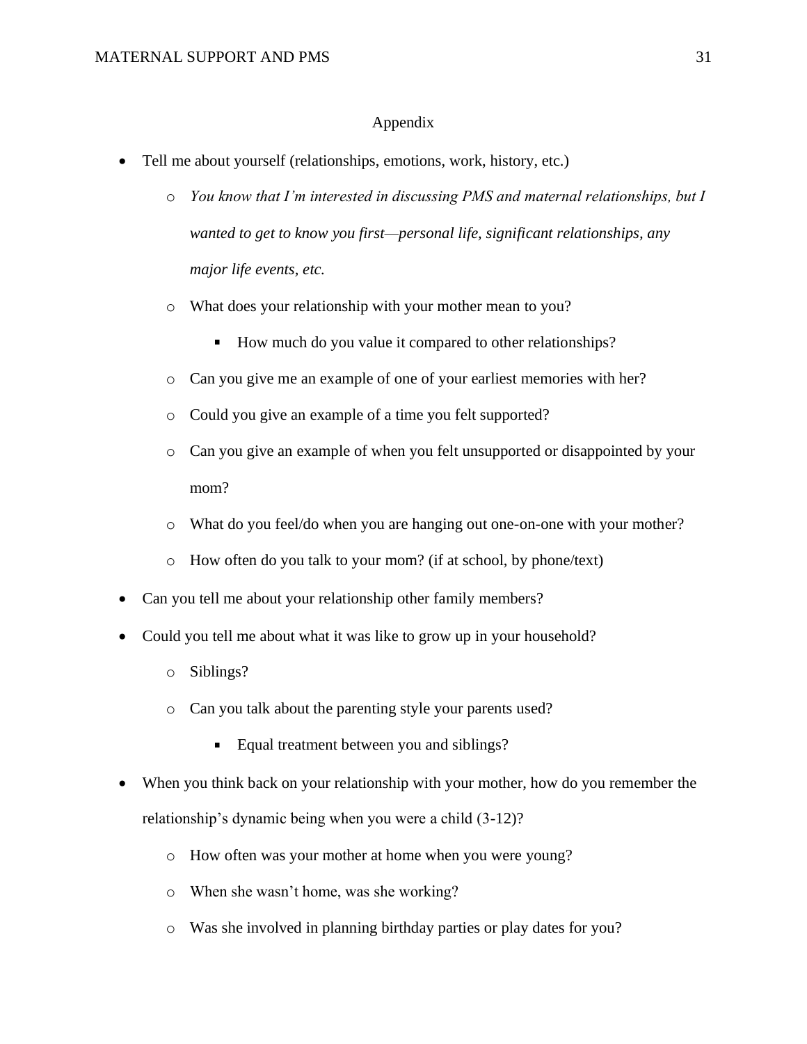## Appendix

- Tell me about yourself (relationships, emotions, work, history, etc.)
    - *You know that I'm interested in discussing PMS and maternal relationships, but I wanted to get to know you first—personal life, significant relationships, any major life events, etc.*
    - What does your relationship with your mother mean to you?
        - How much do you value it compared to other relationships?
    - Can you give me an example of one of your earliest memories with her?
    - Could you give an example of a time you felt supported?
    - Can you give an example of when you felt unsupported or disappointed by your mom?
    - What do you feel/do when you are hanging out one-on-one with your mother?
    - How often do you talk to your mom? (if at school, by phone/text)
- Can you tell me about your relationship other family members?
- Could you tell me about what it was like to grow up in your household?
    - Siblings?
    - Can you talk about the parenting style your parents used?
        - Equal treatment between you and siblings?
- When you think back on your relationship with your mother, how do you remember the relationship's dynamic being when you were a child (3-12)?
    - How often was your mother at home when you were young?
    - When she wasn't home, was she working?
    - Was she involved in planning birthday parties or play dates for you?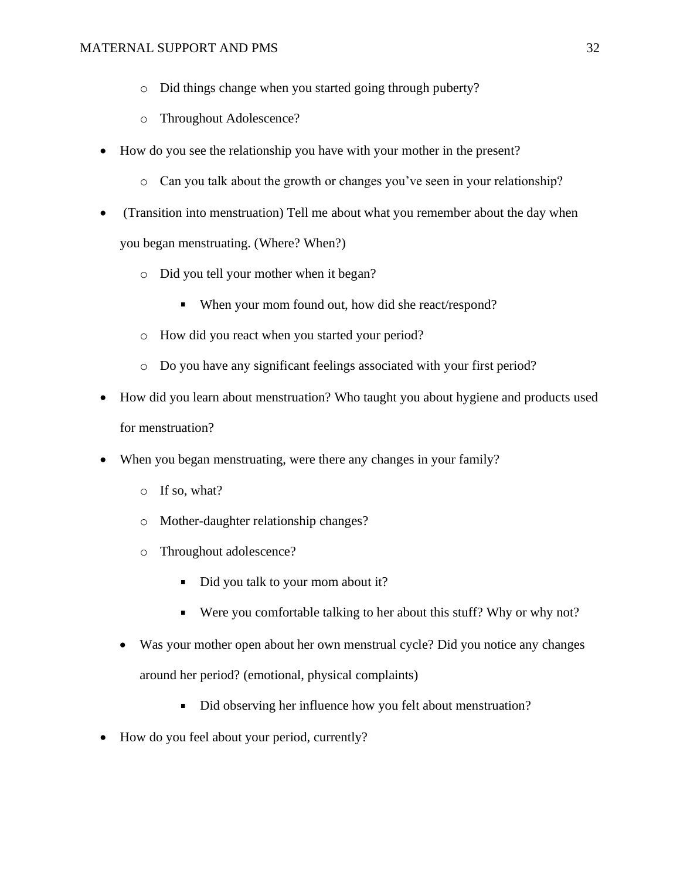- Did things change when you started going through puberty?
    - Throughout Adolescence?
- How do you see the relationship you have with your mother in the present?
    - Can you talk about the growth or changes you've seen in your relationship?
- (Transition into menstruation) Tell me about what you remember about the day when you began menstruating. (Where? When?)
    - Did you tell your mother when it began?
        - When your mom found out, how did she react/respond?
    - How did you react when you started your period?
    - Do you have any significant feelings associated with your first period?
- How did you learn about menstruation? Who taught you about hygiene and products used for menstruation?
- When you began menstruating, were there any changes in your family?
    - If so, what?
    - Mother-daughter relationship changes?
    - Throughout adolescence?
        - Did you talk to your mom about it?
        - Were you comfortable talking to her about this stuff? Why or why not?
    - Was your mother open about her own menstrual cycle? Did you notice any changes around her period? (emotional, physical complaints)
        - Did observing her influence how you felt about menstruation?
- How do you feel about your period, currently?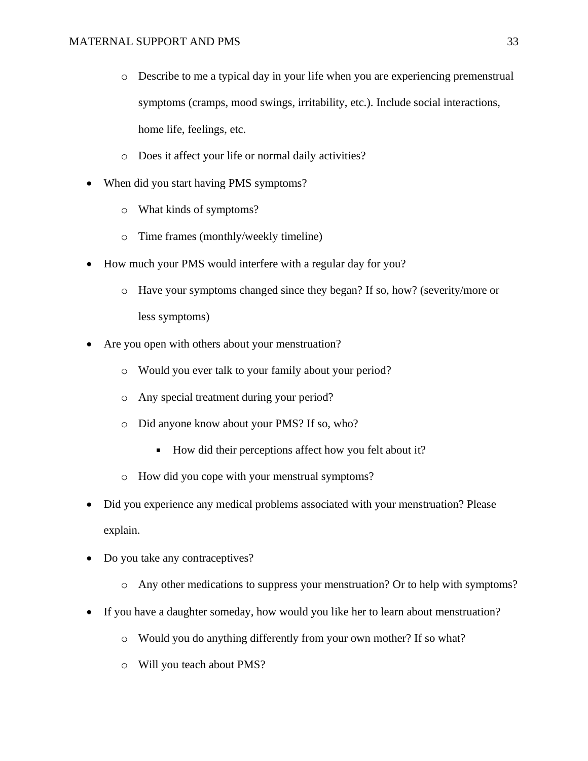- Describe to me a typical day in your life when you are experiencing premenstrual symptoms (cramps, mood swings, irritability, etc.). Include social interactions, home life, feelings, etc.
    - Does it affect your life or normal daily activities?
- When did you start having PMS symptoms?
    - What kinds of symptoms?
    - Time frames (monthly/weekly timeline)
- How much your PMS would interfere with a regular day for you?
    - Have your symptoms changed since they began? If so, how? (severity/more or less symptoms)
- Are you open with others about your menstruation?
    - Would you ever talk to your family about your period?
    - Any special treatment during your period?
    - Did anyone know about your PMS? If so, who?
        - How did their perceptions affect how you felt about it?
    - How did you cope with your menstrual symptoms?
- Did you experience any medical problems associated with your menstruation? Please explain.
- Do you take any contraceptives?
    - Any other medications to suppress your menstruation? Or to help with symptoms?
- If you have a daughter someday, how would you like her to learn about menstruation?
    - Would you do anything differently from your own mother? If so what?
    - Will you teach about PMS?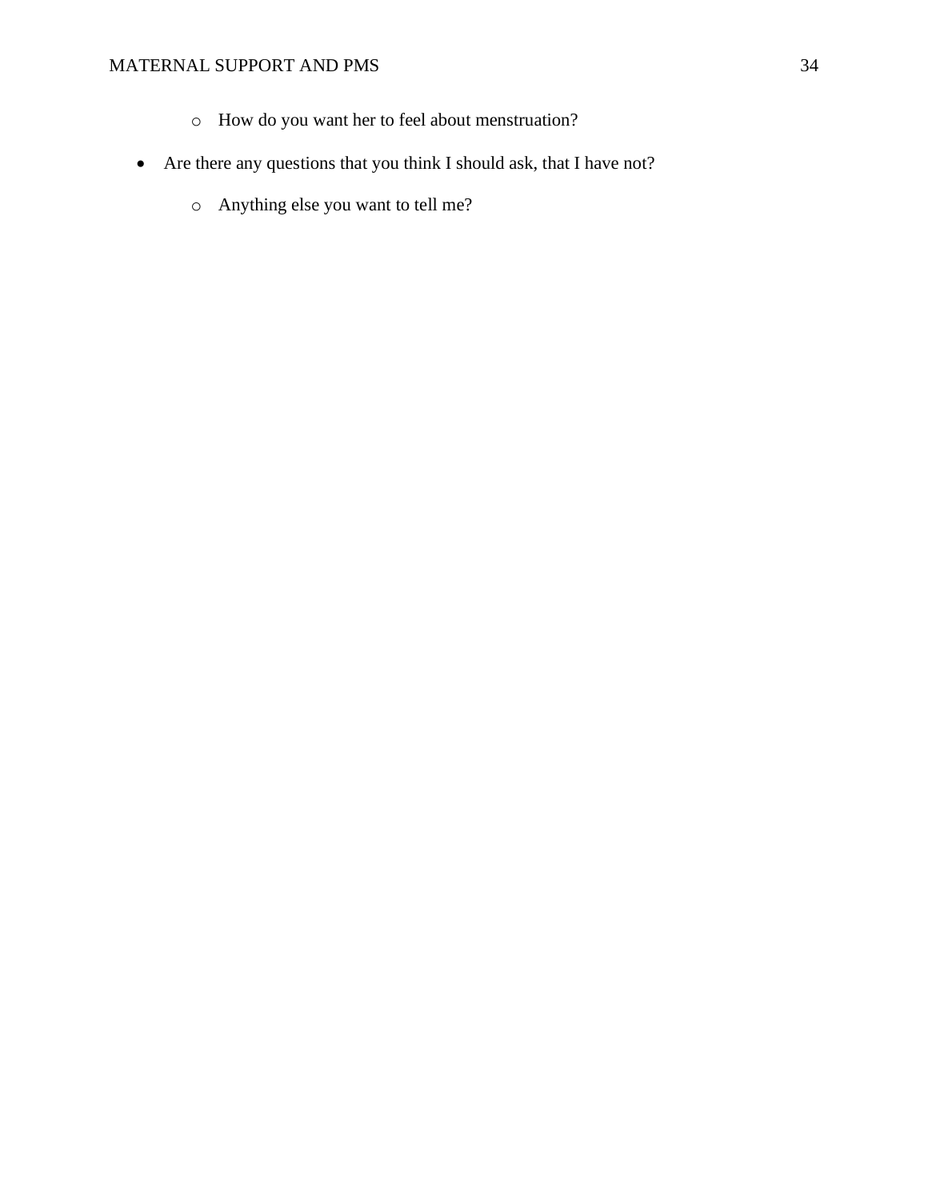- How do you want her to feel about menstruation?
- Are there any questions that you think I should ask, that I have not?
  - Anything else you want to tell me?